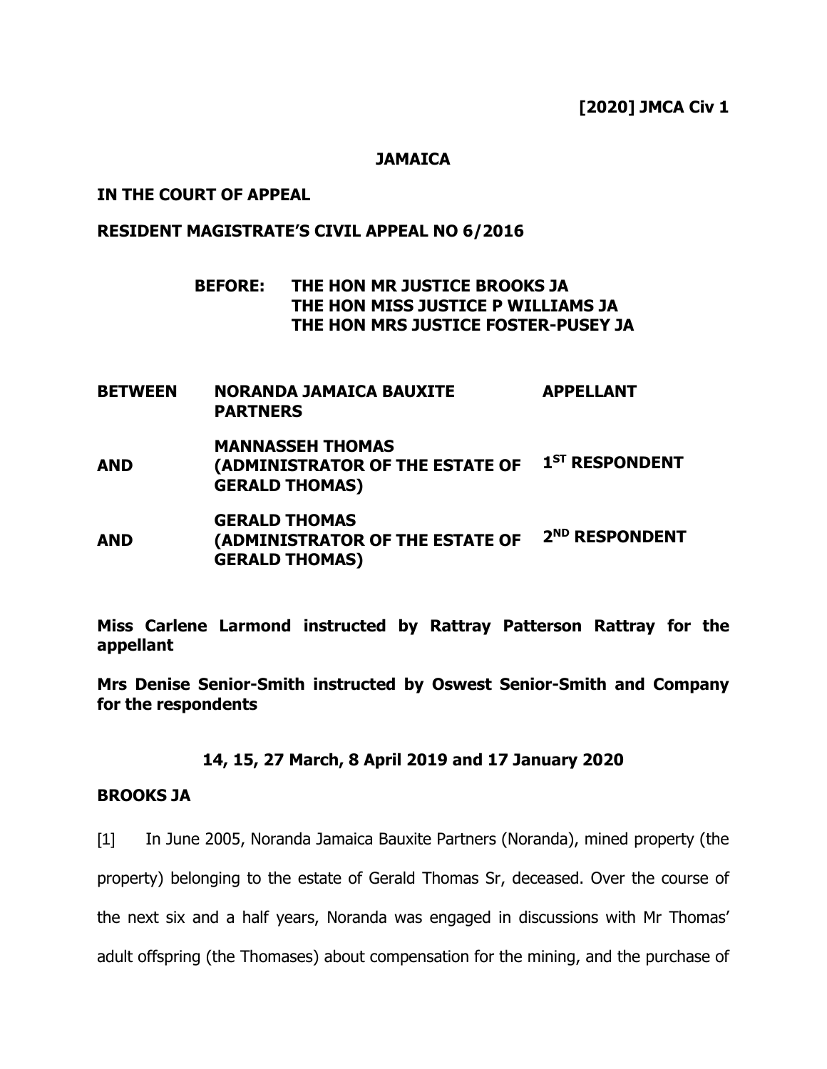**[2020] JMCA Civ 1**

**JAMAICA**

**IN THE COURT OF APPEAL**

**RESIDENT MAGISTRATE'S CIVIL APPEAL NO 6/2016**

**BEFORE: THE HON MR JUSTICE BROOKS JA**
**THE HON MISS JUSTICE P WILLIAMS JA**
**THE HON MRS JUSTICE FOSTER-PUSEY JA**

| | | |
|---|---|---|
| **BETWEEN** | **NORANDA JAMAICA BAUXITE PARTNERS** | **APPELLANT** |
| **AND** | **MANNASSEH THOMAS (ADMINISTRATOR OF THE ESTATE OF GERALD THOMAS)** | **1ST RESPONDENT** |
| **AND** | **GERALD THOMAS (ADMINISTRATOR OF THE ESTATE OF GERALD THOMAS)** | **2ND RESPONDENT** |

**Miss Carlene Larmond instructed by Rattray Patterson Rattray for the appellant**

**Mrs Denise Senior-Smith instructed by Oswest Senior-Smith and Company for the respondents**

**14, 15, 27 March, 8 April 2019 and 17 January 2020**

**BROOKS JA**

[1] In June 2005, Noranda Jamaica Bauxite Partners (Noranda), mined property (the property) belonging to the estate of Gerald Thomas Sr, deceased. Over the course of the next six and a half years, Noranda was engaged in discussions with Mr Thomas' adult offspring (the Thomases) about compensation for the mining, and the purchase of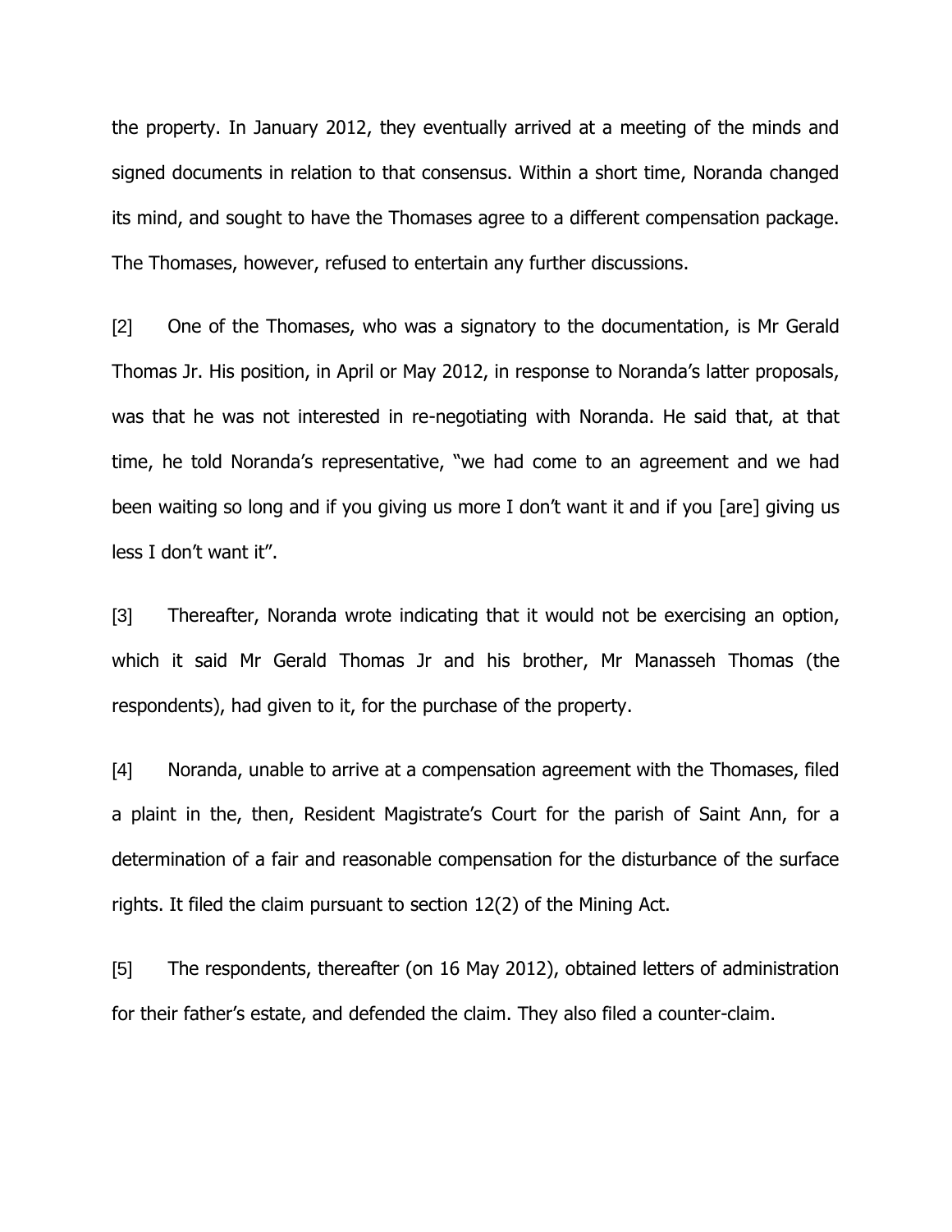the property. In January 2012, they eventually arrived at a meeting of the minds and signed documents in relation to that consensus. Within a short time, Noranda changed its mind, and sought to have the Thomases agree to a different compensation package. The Thomases, however, refused to entertain any further discussions.

[2] One of the Thomases, who was a signatory to the documentation, is Mr Gerald Thomas Jr. His position, in April or May 2012, in response to Noranda's latter proposals, was that he was not interested in re-negotiating with Noranda. He said that, at that time, he told Noranda's representative, "we had come to an agreement and we had been waiting so long and if you giving us more I don't want it and if you [are] giving us less I don't want it".

[3] Thereafter, Noranda wrote indicating that it would not be exercising an option, which it said Mr Gerald Thomas Jr and his brother, Mr Manasseh Thomas (the respondents), had given to it, for the purchase of the property.

[4] Noranda, unable to arrive at a compensation agreement with the Thomases, filed a plaint in the, then, Resident Magistrate's Court for the parish of Saint Ann, for a determination of a fair and reasonable compensation for the disturbance of the surface rights. It filed the claim pursuant to section 12(2) of the Mining Act.

[5] The respondents, thereafter (on 16 May 2012), obtained letters of administration for their father's estate, and defended the claim. They also filed a counter-claim.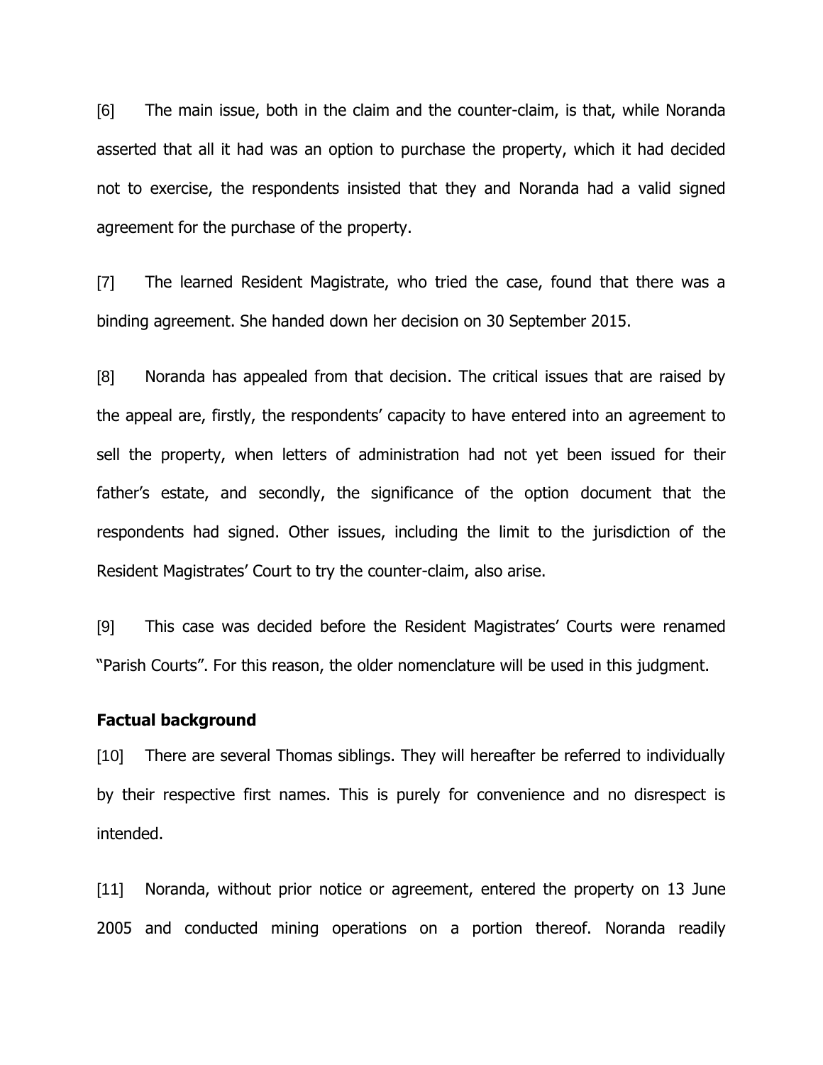[6] The main issue, both in the claim and the counter-claim, is that, while Noranda asserted that all it had was an option to purchase the property, which it had decided not to exercise, the respondents insisted that they and Noranda had a valid signed agreement for the purchase of the property.

[7] The learned Resident Magistrate, who tried the case, found that there was a binding agreement. She handed down her decision on 30 September 2015.

[8] Noranda has appealed from that decision. The critical issues that are raised by the appeal are, firstly, the respondents' capacity to have entered into an agreement to sell the property, when letters of administration had not yet been issued for their father's estate, and secondly, the significance of the option document that the respondents had signed. Other issues, including the limit to the jurisdiction of the Resident Magistrates' Court to try the counter-claim, also arise.

[9] This case was decided before the Resident Magistrates' Courts were renamed "Parish Courts". For this reason, the older nomenclature will be used in this judgment.

**Factual background**

[10] There are several Thomas siblings. They will hereafter be referred to individually by their respective first names. This is purely for convenience and no disrespect is intended.

[11] Noranda, without prior notice or agreement, entered the property on 13 June 2005 and conducted mining operations on a portion thereof. Noranda readily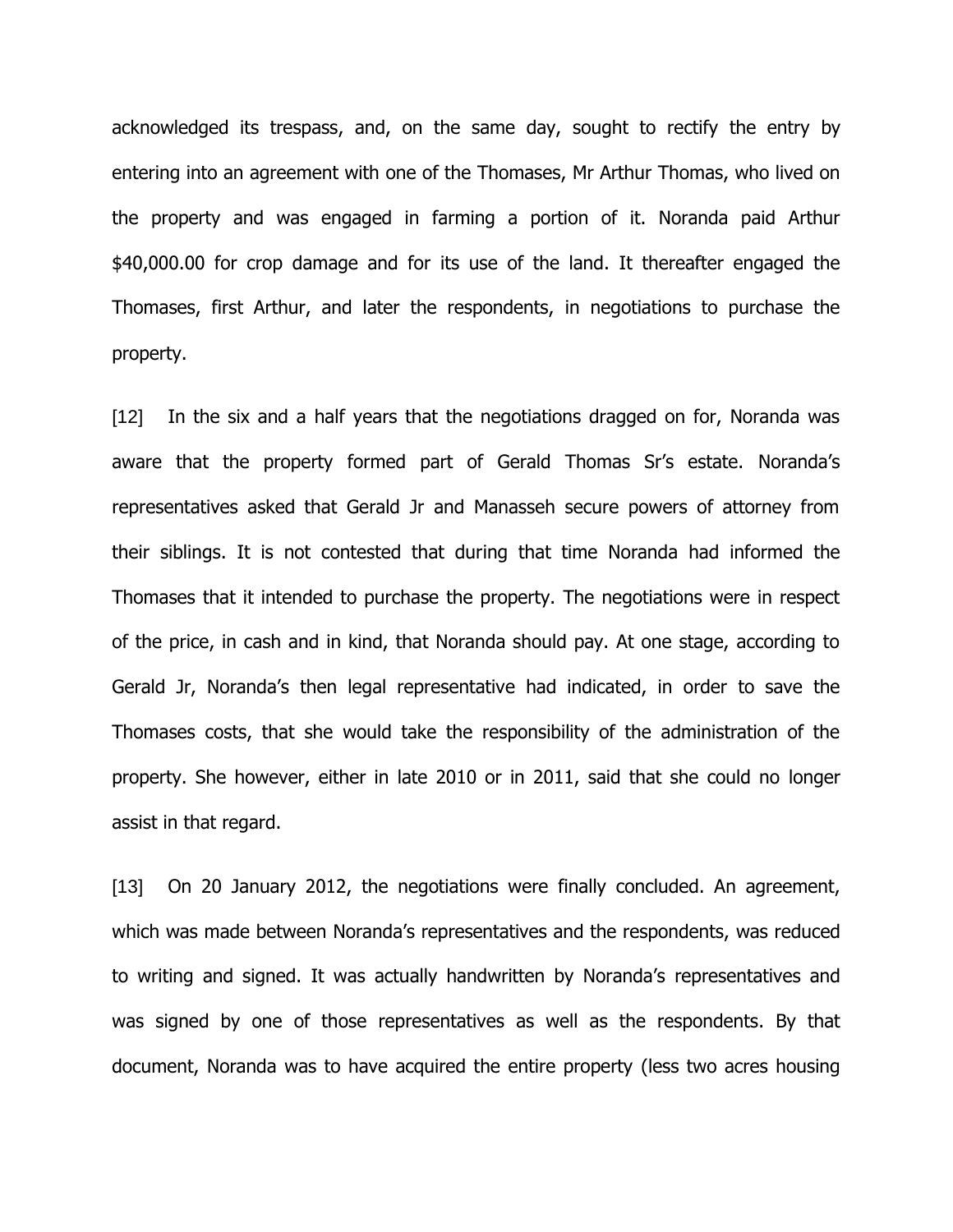acknowledged its trespass, and, on the same day, sought to rectify the entry by entering into an agreement with one of the Thomases, Mr Arthur Thomas, who lived on the property and was engaged in farming a portion of it. Noranda paid Arthur $40,000.00 for crop damage and for its use of the land. It thereafter engaged the Thomases, first Arthur, and later the respondents, in negotiations to purchase the property.

[12] In the six and a half years that the negotiations dragged on for, Noranda was aware that the property formed part of Gerald Thomas Sr's estate. Noranda's representatives asked that Gerald Jr and Manasseh secure powers of attorney from their siblings. It is not contested that during that time Noranda had informed the Thomases that it intended to purchase the property. The negotiations were in respect of the price, in cash and in kind, that Noranda should pay. At one stage, according to Gerald Jr, Noranda's then legal representative had indicated, in order to save the Thomases costs, that she would take the responsibility of the administration of the property. She however, either in late 2010 or in 2011, said that she could no longer assist in that regard.

[13] On 20 January 2012, the negotiations were finally concluded. An agreement, which was made between Noranda's representatives and the respondents, was reduced to writing and signed. It was actually handwritten by Noranda's representatives and was signed by one of those representatives as well as the respondents. By that document, Noranda was to have acquired the entire property (less two acres housing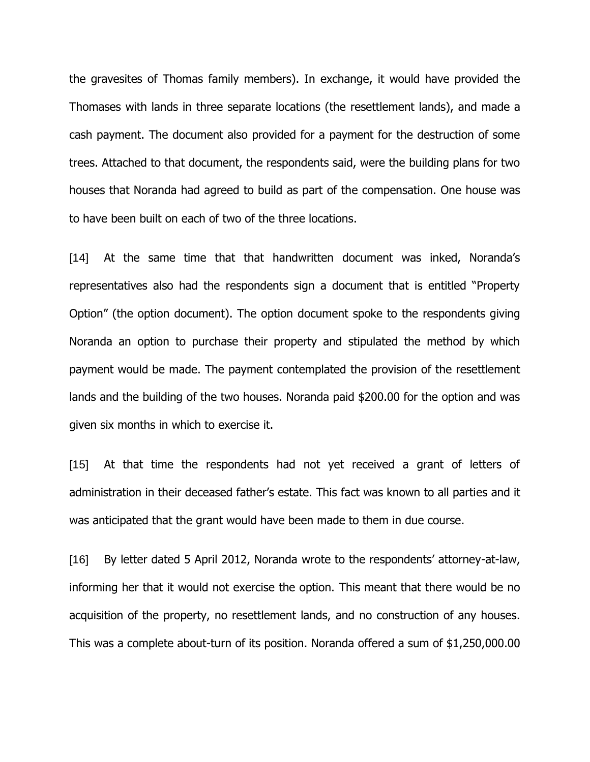the gravesites of Thomas family members). In exchange, it would have provided the Thomases with lands in three separate locations (the resettlement lands), and made a cash payment. The document also provided for a payment for the destruction of some trees. Attached to that document, the respondents said, were the building plans for two houses that Noranda had agreed to build as part of the compensation. One house was to have been built on each of two of the three locations.

[14] At the same time that that handwritten document was inked, Noranda's representatives also had the respondents sign a document that is entitled "Property Option" (the option document). The option document spoke to the respondents giving Noranda an option to purchase their property and stipulated the method by which payment would be made. The payment contemplated the provision of the resettlement lands and the building of the two houses. Noranda paid $200.00 for the option and was given six months in which to exercise it.

[15] At that time the respondents had not yet received a grant of letters of administration in their deceased father's estate. This fact was known to all parties and it was anticipated that the grant would have been made to them in due course.

[16] By letter dated 5 April 2012, Noranda wrote to the respondents' attorney-at-law, informing her that it would not exercise the option. This meant that there would be no acquisition of the property, no resettlement lands, and no construction of any houses. This was a complete about-turn of its position. Noranda offered a sum of $1,250,000.00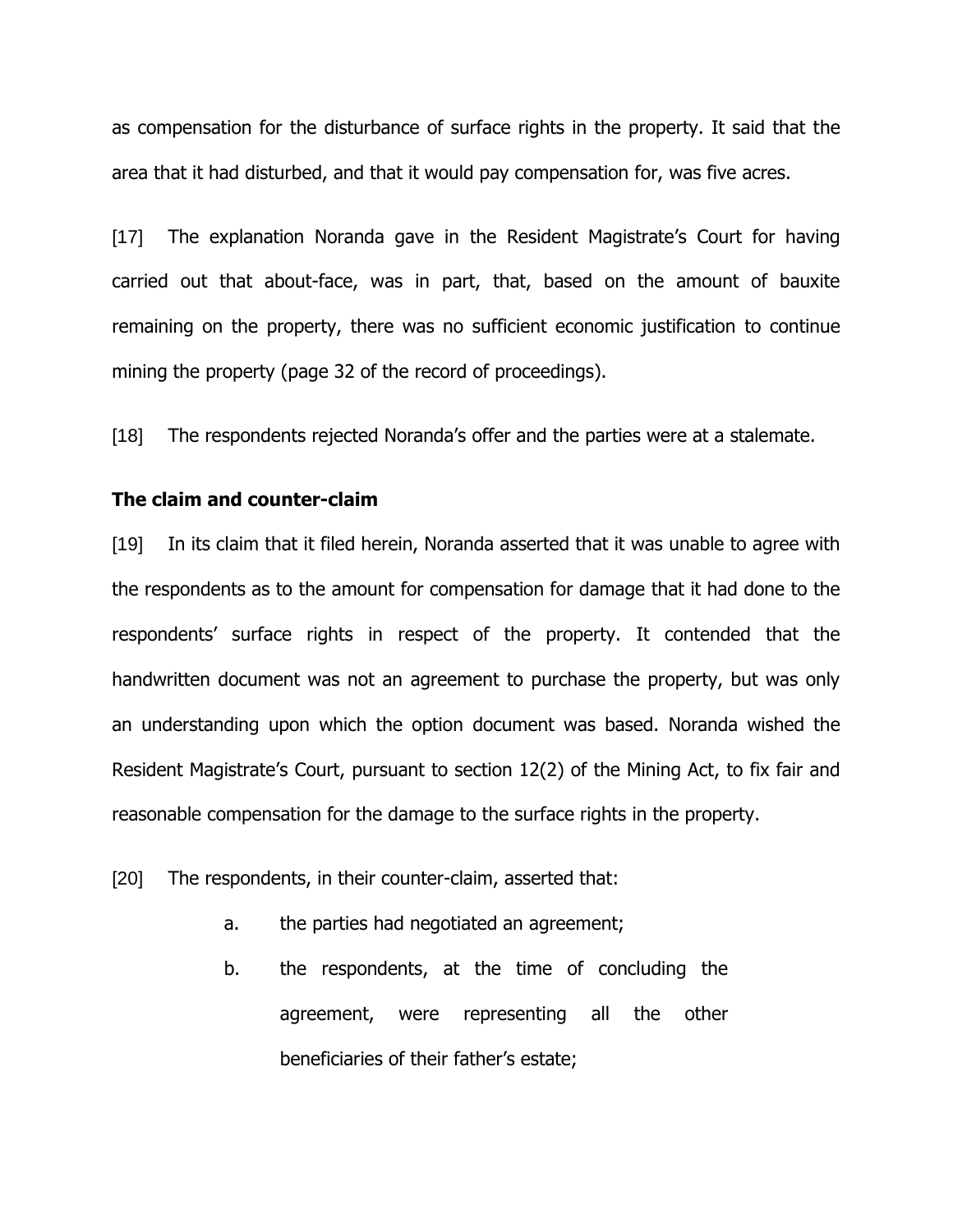as compensation for the disturbance of surface rights in the property. It said that the area that it had disturbed, and that it would pay compensation for, was five acres.

[17] The explanation Noranda gave in the Resident Magistrate's Court for having carried out that about-face, was in part, that, based on the amount of bauxite remaining on the property, there was no sufficient economic justification to continue mining the property (page 32 of the record of proceedings).

[18] The respondents rejected Noranda's offer and the parties were at a stalemate.

**The claim and counter-claim**

[19] In its claim that it filed herein, Noranda asserted that it was unable to agree with the respondents as to the amount for compensation for damage that it had done to the respondents' surface rights in respect of the property. It contended that the handwritten document was not an agreement to purchase the property, but was only an understanding upon which the option document was based. Noranda wished the Resident Magistrate's Court, pursuant to section 12(2) of the Mining Act, to fix fair and reasonable compensation for the damage to the surface rights in the property.

[20] The respondents, in their counter-claim, asserted that:

a. the parties had negotiated an agreement;

b. the respondents, at the time of concluding the agreement, were representing all the other beneficiaries of their father's estate;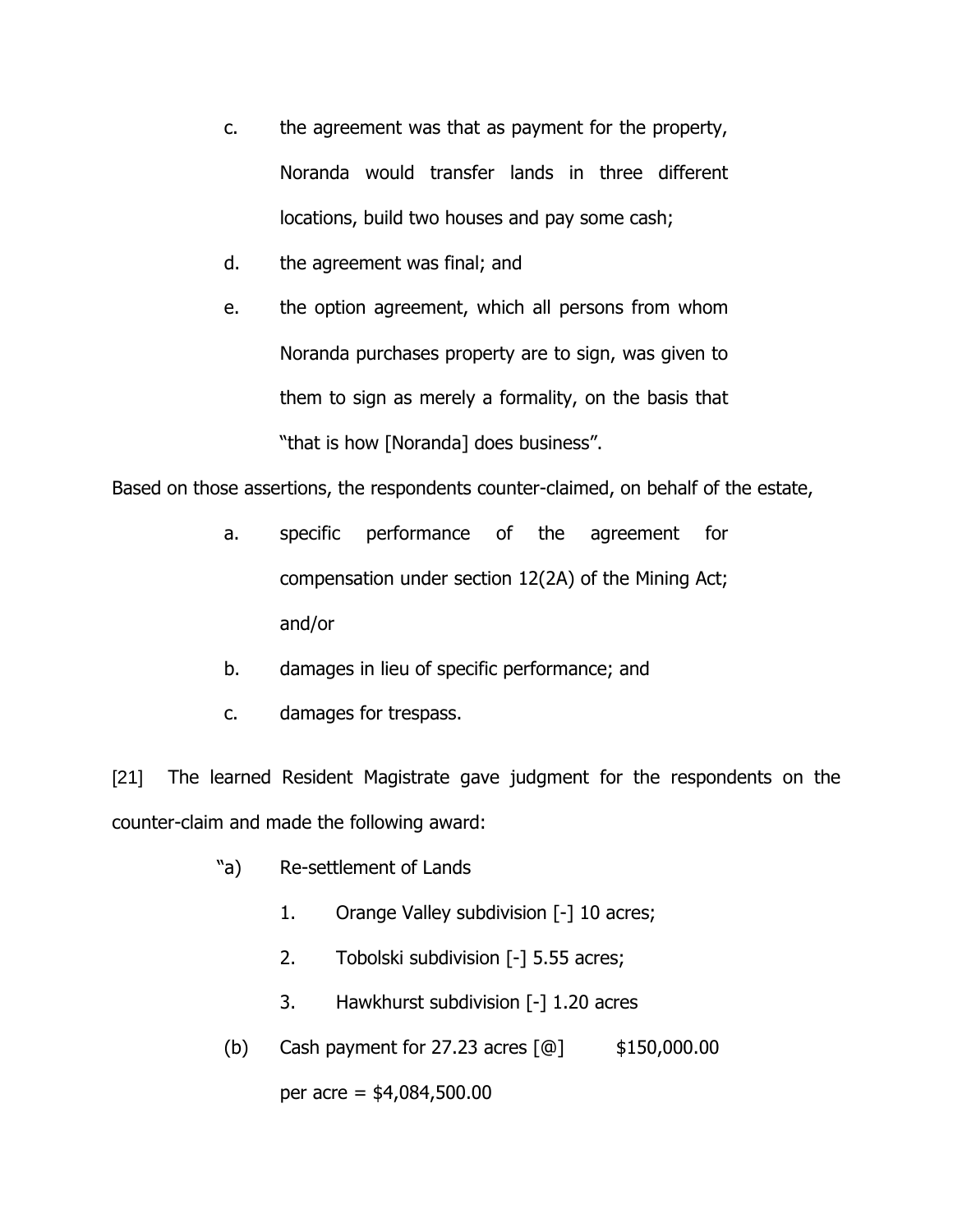c. the agreement was that as payment for the property, Noranda would transfer lands in three different locations, build two houses and pay some cash;

d. the agreement was final; and

e. the option agreement, which all persons from whom Noranda purchases property are to sign, was given to them to sign as merely a formality, on the basis that "that is how [Noranda] does business".

Based on those assertions, the respondents counter-claimed, on behalf of the estate,

a. specific performance of the agreement for compensation under section 12(2A) of the Mining Act; and/or

b. damages in lieu of specific performance; and

c. damages for trespass.

[21] The learned Resident Magistrate gave judgment for the respondents on the counter-claim and made the following award:

"a) Re-settlement of Lands

1. Orange Valley subdivision [-] 10 acres;
2. Tobolski subdivision [-] 5.55 acres;
3. Hawkhurst subdivision [-] 1.20 acres

(b) Cash payment for 27.23 acres [@] $150,000.00 per acre = $4,084,500.00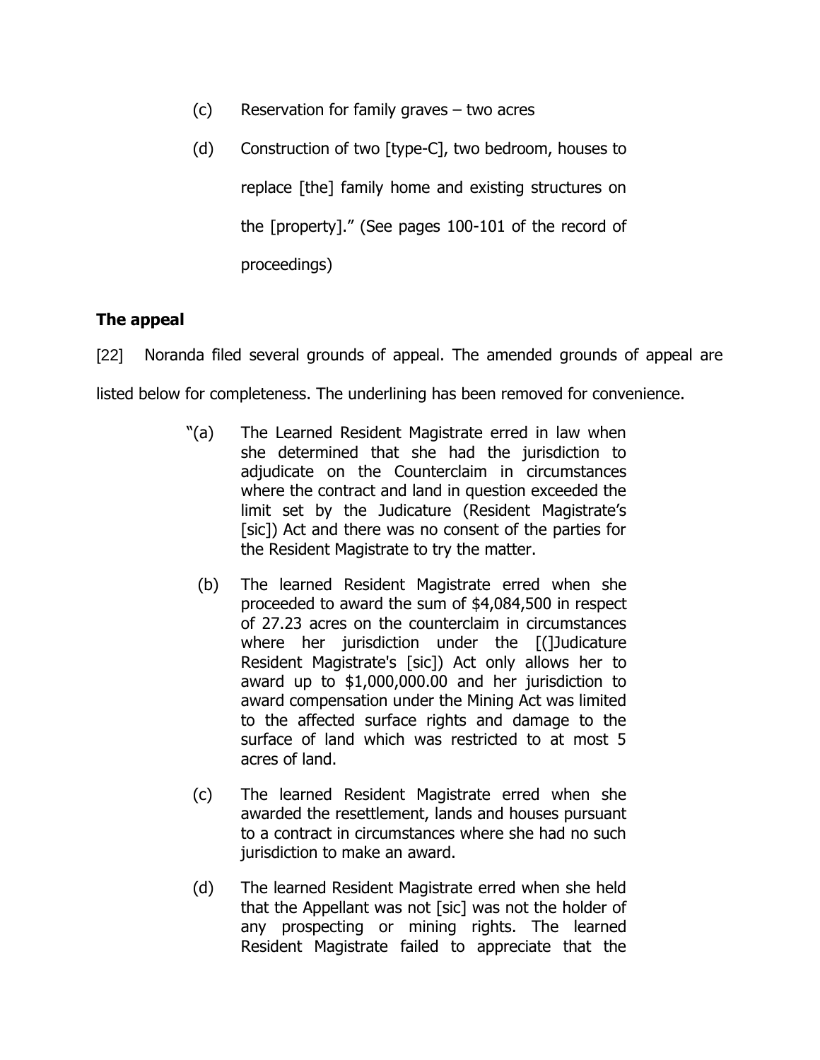(c) Reservation for family graves – two acres

(d) Construction of two [type-C], two bedroom, houses to replace [the] family home and existing structures on the [property]." (See pages 100-101 of the record of proceedings)

## The appeal

[22] Noranda filed several grounds of appeal. The amended grounds of appeal are listed below for completeness. The underlining has been removed for convenience.

> "(a) The Learned Resident Magistrate erred in law when she determined that she had the jurisdiction to adjudicate on the Counterclaim in circumstances where the contract and land in question exceeded the limit set by the Judicature (Resident Magistrate's [sic]) Act and there was no consent of the parties for the Resident Magistrate to try the matter.
>
> (b) The learned Resident Magistrate erred when she proceeded to award the sum of $4,084,500 in respect of 27.23 acres on the counterclaim in circumstances where her jurisdiction under the [(]Judicature Resident Magistrate's [sic]) Act only allows her to award up to $1,000,000.00 and her jurisdiction to award compensation under the Mining Act was limited to the affected surface rights and damage to the surface of land which was restricted to at most 5 acres of land.
>
> (c) The learned Resident Magistrate erred when she awarded the resettlement, lands and houses pursuant to a contract in circumstances where she had no such jurisdiction to make an award.
>
> (d) The learned Resident Magistrate erred when she held that the Appellant was not [sic] was not the holder of any prospecting or mining rights. The learned Resident Magistrate failed to appreciate that the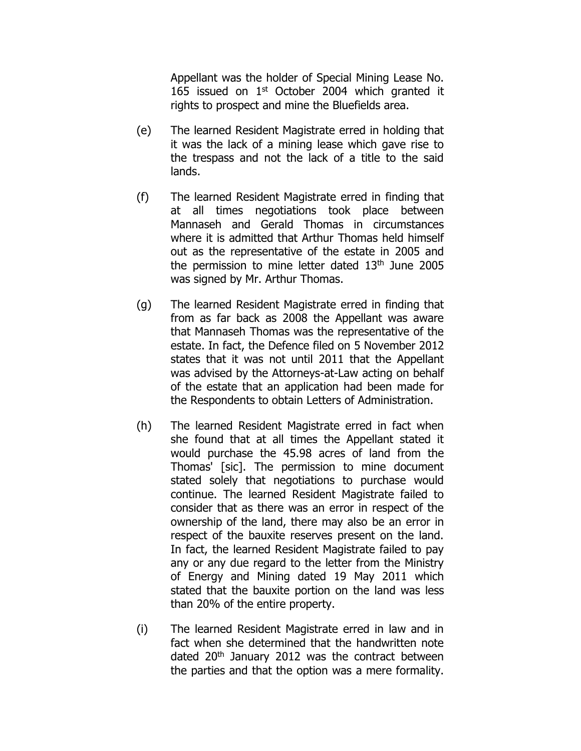Appellant was the holder of Special Mining Lease No. 165 issued on 1st October 2004 which granted it rights to prospect and mine the Bluefields area.

(e) The learned Resident Magistrate erred in holding that it was the lack of a mining lease which gave rise to the trespass and not the lack of a title to the said lands.

(f) The learned Resident Magistrate erred in finding that at all times negotiations took place between Mannaseh and Gerald Thomas in circumstances where it is admitted that Arthur Thomas held himself out as the representative of the estate in 2005 and the permission to mine letter dated 13th June 2005 was signed by Mr. Arthur Thomas.

(g) The learned Resident Magistrate erred in finding that from as far back as 2008 the Appellant was aware that Mannaseh Thomas was the representative of the estate. In fact, the Defence filed on 5 November 2012 states that it was not until 2011 that the Appellant was advised by the Attorneys-at-Law acting on behalf of the estate that an application had been made for the Respondents to obtain Letters of Administration.

(h) The learned Resident Magistrate erred in fact when she found that at all times the Appellant stated it would purchase the 45.98 acres of land from the Thomas' [sic]. The permission to mine document stated solely that negotiations to purchase would continue. The learned Resident Magistrate failed to consider that as there was an error in respect of the ownership of the land, there may also be an error in respect of the bauxite reserves present on the land. In fact, the learned Resident Magistrate failed to pay any or any due regard to the letter from the Ministry of Energy and Mining dated 19 May 2011 which stated that the bauxite portion on the land was less than 20% of the entire property.

(i) The learned Resident Magistrate erred in law and in fact when she determined that the handwritten note dated 20th January 2012 was the contract between the parties and that the option was a mere formality.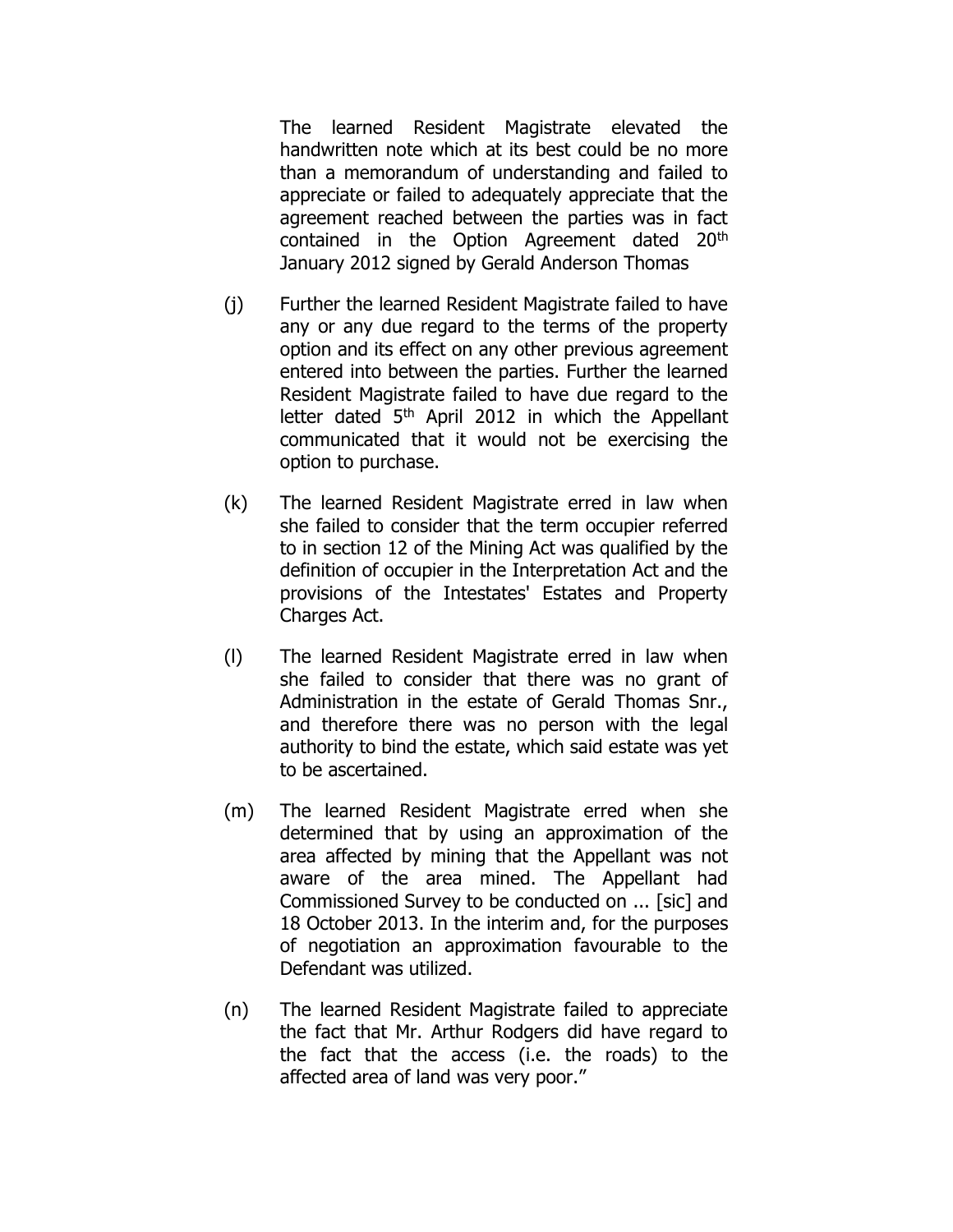The learned Resident Magistrate elevated the handwritten note which at its best could be no more than a memorandum of understanding and failed to appreciate or failed to adequately appreciate that the agreement reached between the parties was in fact contained in the Option Agreement dated 20th January 2012 signed by Gerald Anderson Thomas

(j) Further the learned Resident Magistrate failed to have any or any due regard to the terms of the property option and its effect on any other previous agreement entered into between the parties. Further the learned Resident Magistrate failed to have due regard to the letter dated 5th April 2012 in which the Appellant communicated that it would not be exercising the option to purchase.

(k) The learned Resident Magistrate erred in law when she failed to consider that the term occupier referred to in section 12 of the Mining Act was qualified by the definition of occupier in the Interpretation Act and the provisions of the Intestates' Estates and Property Charges Act.

(l) The learned Resident Magistrate erred in law when she failed to consider that there was no grant of Administration in the estate of Gerald Thomas Snr., and therefore there was no person with the legal authority to bind the estate, which said estate was yet to be ascertained.

(m) The learned Resident Magistrate erred when she determined that by using an approximation of the area affected by mining that the Appellant was not aware of the area mined. The Appellant had Commissioned Survey to be conducted on ... [sic] and 18 October 2013. In the interim and, for the purposes of negotiation an approximation favourable to the Defendant was utilized.

(n) The learned Resident Magistrate failed to appreciate the fact that Mr. Arthur Rodgers did have regard to the fact that the access (i.e. the roads) to the affected area of land was very poor."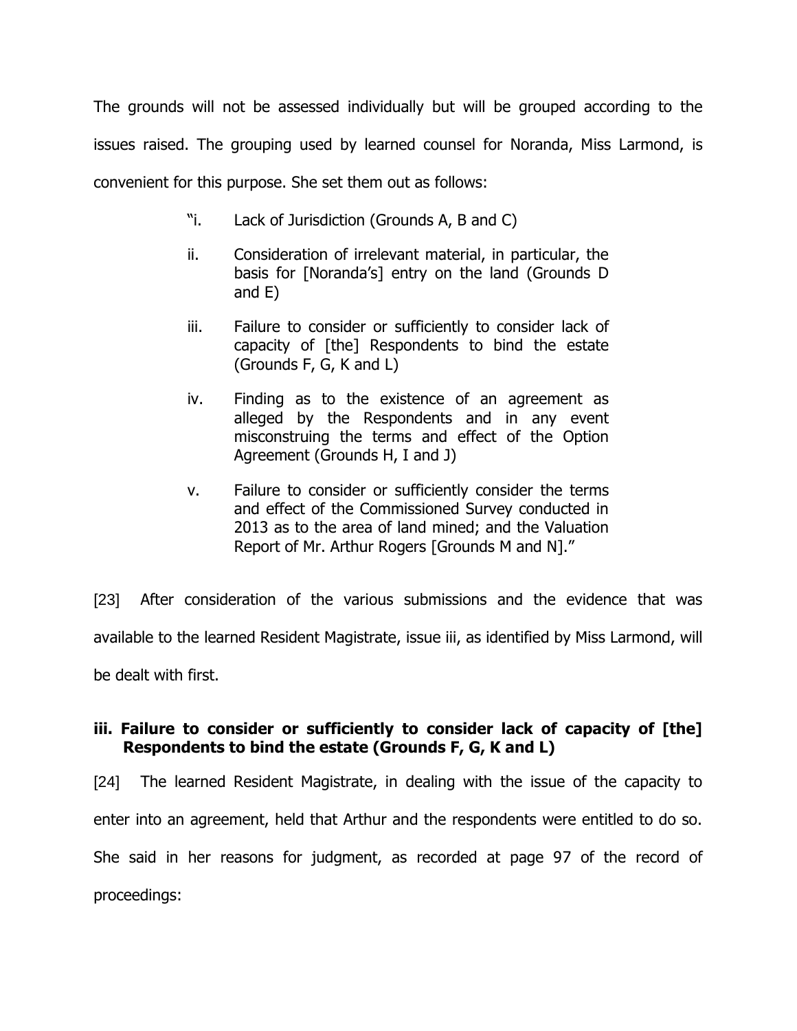The grounds will not be assessed individually but will be grouped according to the issues raised. The grouping used by learned counsel for Noranda, Miss Larmond, is convenient for this purpose. She set them out as follows:

> "i. Lack of Jurisdiction (Grounds A, B and C)
>
> ii. Consideration of irrelevant material, in particular, the basis for [Noranda's] entry on the land (Grounds D and E)
>
> iii. Failure to consider or sufficiently to consider lack of capacity of [the] Respondents to bind the estate (Grounds F, G, K and L)
>
> iv. Finding as to the existence of an agreement as alleged by the Respondents and in any event misconstruing the terms and effect of the Option Agreement (Grounds H, I and J)
>
> v. Failure to consider or sufficiently consider the terms and effect of the Commissioned Survey conducted in 2013 as to the area of land mined; and the Valuation Report of Mr. Arthur Rogers [Grounds M and N]."

[23] After consideration of the various submissions and the evidence that was available to the learned Resident Magistrate, issue iii, as identified by Miss Larmond, will be dealt with first.

**iii. Failure to consider or sufficiently to consider lack of capacity of [the] Respondents to bind the estate (Grounds F, G, K and L)**

[24] The learned Resident Magistrate, in dealing with the issue of the capacity to enter into an agreement, held that Arthur and the respondents were entitled to do so. She said in her reasons for judgment, as recorded at page 97 of the record of proceedings: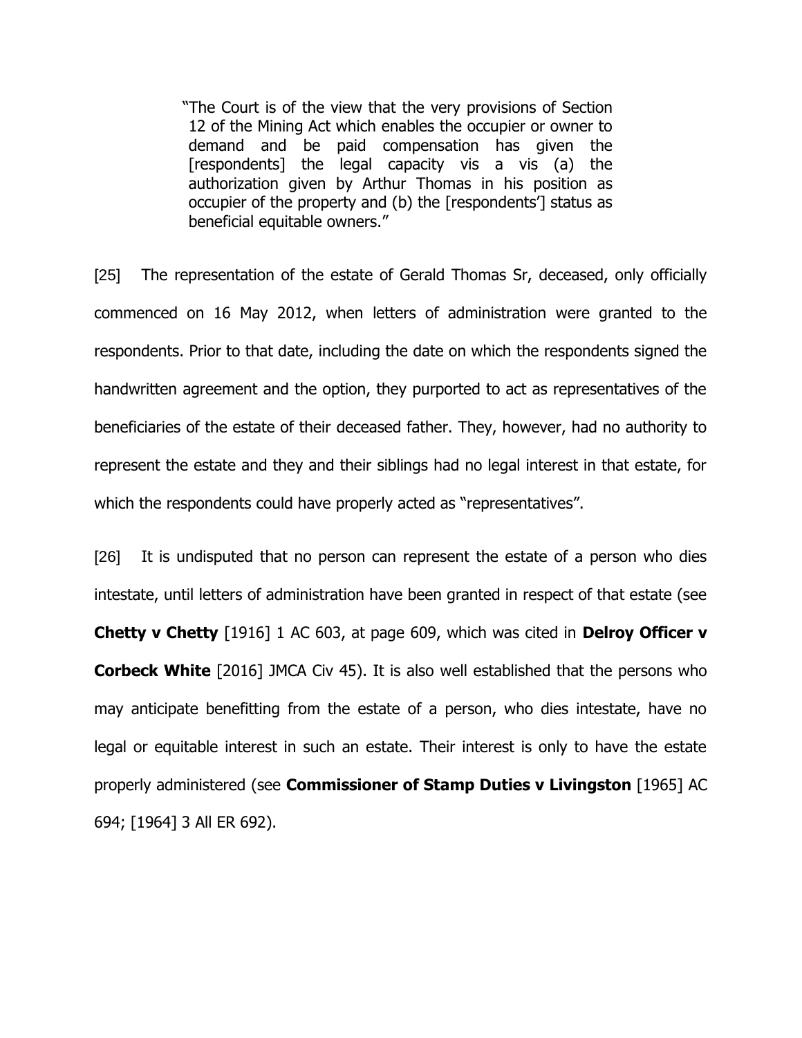> "The Court is of the view that the very provisions of Section 12 of the Mining Act which enables the occupier or owner to demand and be paid compensation has given the [respondents] the legal capacity vis a vis (a) the authorization given by Arthur Thomas in his position as occupier of the property and (b) the [respondents'] status as beneficial equitable owners."

[25] The representation of the estate of Gerald Thomas Sr, deceased, only officially commenced on 16 May 2012, when letters of administration were granted to the respondents. Prior to that date, including the date on which the respondents signed the handwritten agreement and the option, they purported to act as representatives of the beneficiaries of the estate of their deceased father. They, however, had no authority to represent the estate and they and their siblings had no legal interest in that estate, for which the respondents could have properly acted as "representatives".

[26] It is undisputed that no person can represent the estate of a person who dies intestate, until letters of administration have been granted in respect of that estate (see **Chetty v Chetty** [1916] 1 AC 603, at page 609, which was cited in **Delroy Officer v Corbeck White** [2016] JMCA Civ 45). It is also well established that the persons who may anticipate benefitting from the estate of a person, who dies intestate, have no legal or equitable interest in such an estate. Their interest is only to have the estate properly administered (see **Commissioner of Stamp Duties v Livingston** [1965] AC 694; [1964] 3 All ER 692).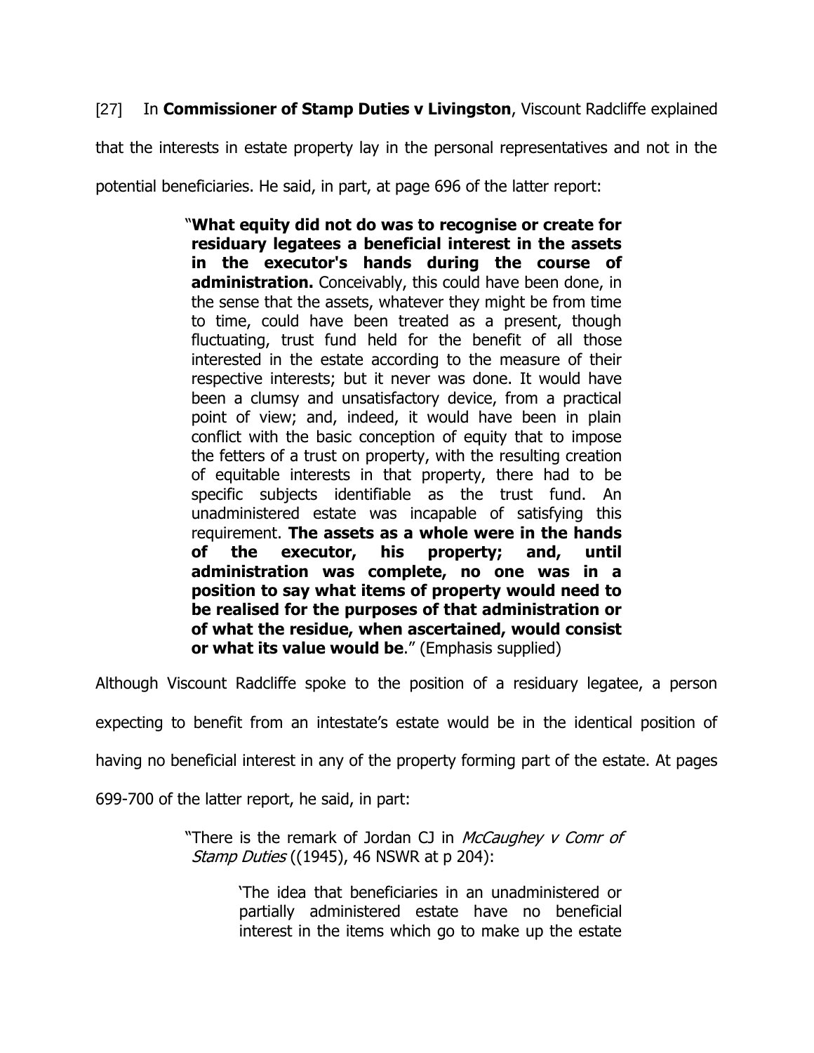[27] In **Commissioner of Stamp Duties v Livingston**, Viscount Radcliffe explained that the interests in estate property lay in the personal representatives and not in the potential beneficiaries. He said, in part, at page 696 of the latter report:

> "**What equity did not do was to recognise or create for residuary legatees a beneficial interest in the assets in the executor's hands during the course of administration.** Conceivably, this could have been done, in the sense that the assets, whatever they might be from time to time, could have been treated as a present, though fluctuating, trust fund held for the benefit of all those interested in the estate according to the measure of their respective interests; but it never was done. It would have been a clumsy and unsatisfactory device, from a practical point of view; and, indeed, it would have been in plain conflict with the basic conception of equity that to impose the fetters of a trust on property, with the resulting creation of equitable interests in that property, there had to be specific subjects identifiable as the trust fund. An unadministered estate was incapable of satisfying this requirement. **The assets as a whole were in the hands of the executor, his property; and, until administration was complete, no one was in a position to say what items of property would need to be realised for the purposes of that administration or of what the residue, when ascertained, would consist or what its value would be**." (Emphasis supplied)

Although Viscount Radcliffe spoke to the position of a residuary legatee, a person expecting to benefit from an intestate's estate would be in the identical position of having no beneficial interest in any of the property forming part of the estate. At pages 699-700 of the latter report, he said, in part:

> "There is the remark of Jordan CJ in *McCaughey v Comr of Stamp Duties* ((1945), 46 NSWR at p 204):
>
> > 'The idea that beneficiaries in an unadministered or partially administered estate have no beneficial interest in the items which go to make up the estate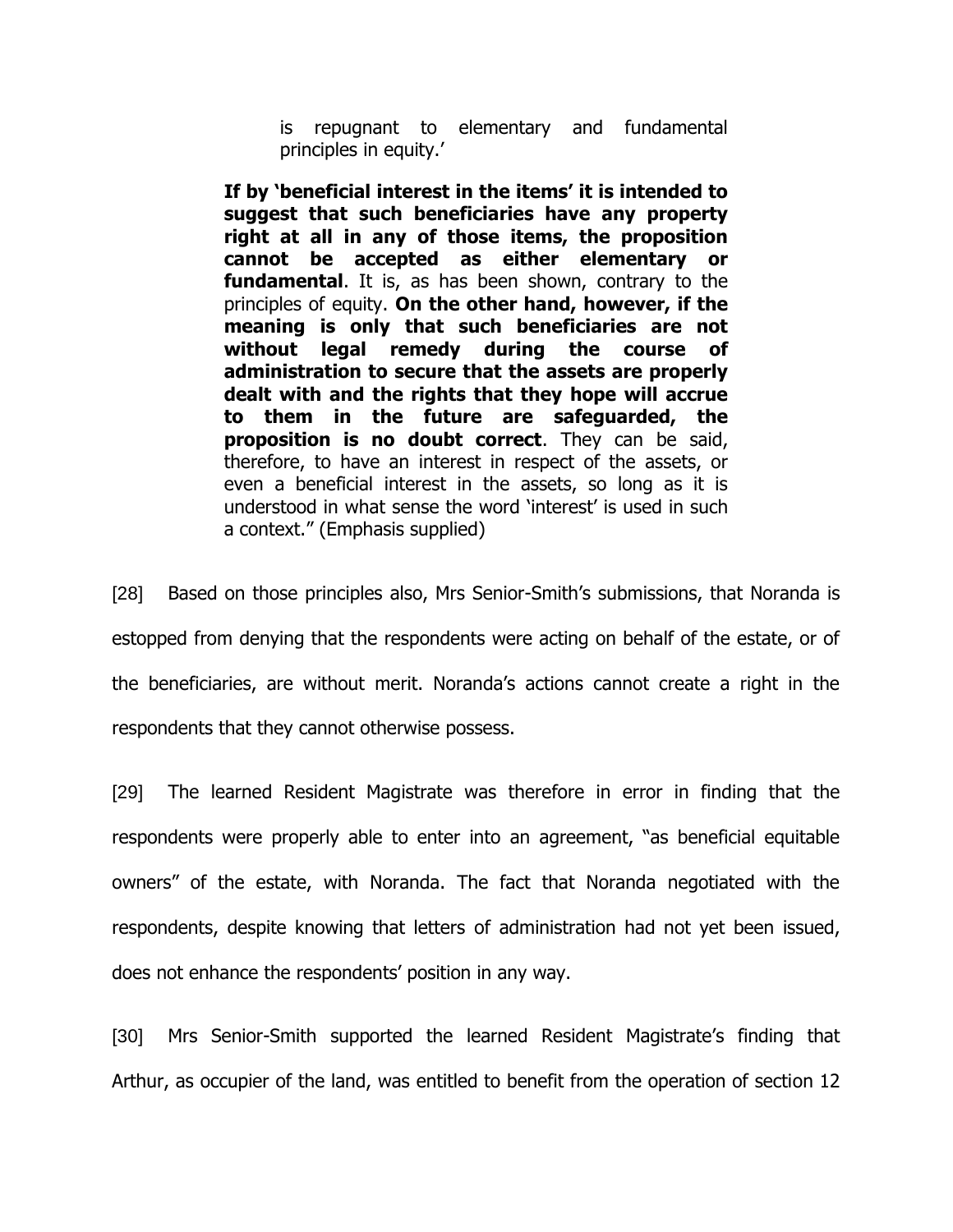> is repugnant to elementary and fundamental principles in equity.'
>
> **If by 'beneficial interest in the items' it is intended to suggest that such beneficiaries have any property right at all in any of those items, the proposition cannot be accepted as either elementary or fundamental**. It is, as has been shown, contrary to the principles of equity. **On the other hand, however, if the meaning is only that such beneficiaries are not without legal remedy during the course of administration to secure that the assets are properly dealt with and the rights that they hope will accrue to them in the future are safeguarded, the proposition is no doubt correct**. They can be said, therefore, to have an interest in respect of the assets, or even a beneficial interest in the assets, so long as it is understood in what sense the word 'interest' is used in such a context." (Emphasis supplied)

[28] Based on those principles also, Mrs Senior-Smith's submissions, that Noranda is estopped from denying that the respondents were acting on behalf of the estate, or of the beneficiaries, are without merit. Noranda's actions cannot create a right in the respondents that they cannot otherwise possess.

[29] The learned Resident Magistrate was therefore in error in finding that the respondents were properly able to enter into an agreement, "as beneficial equitable owners" of the estate, with Noranda. The fact that Noranda negotiated with the respondents, despite knowing that letters of administration had not yet been issued, does not enhance the respondents' position in any way.

[30] Mrs Senior-Smith supported the learned Resident Magistrate's finding that Arthur, as occupier of the land, was entitled to benefit from the operation of section 12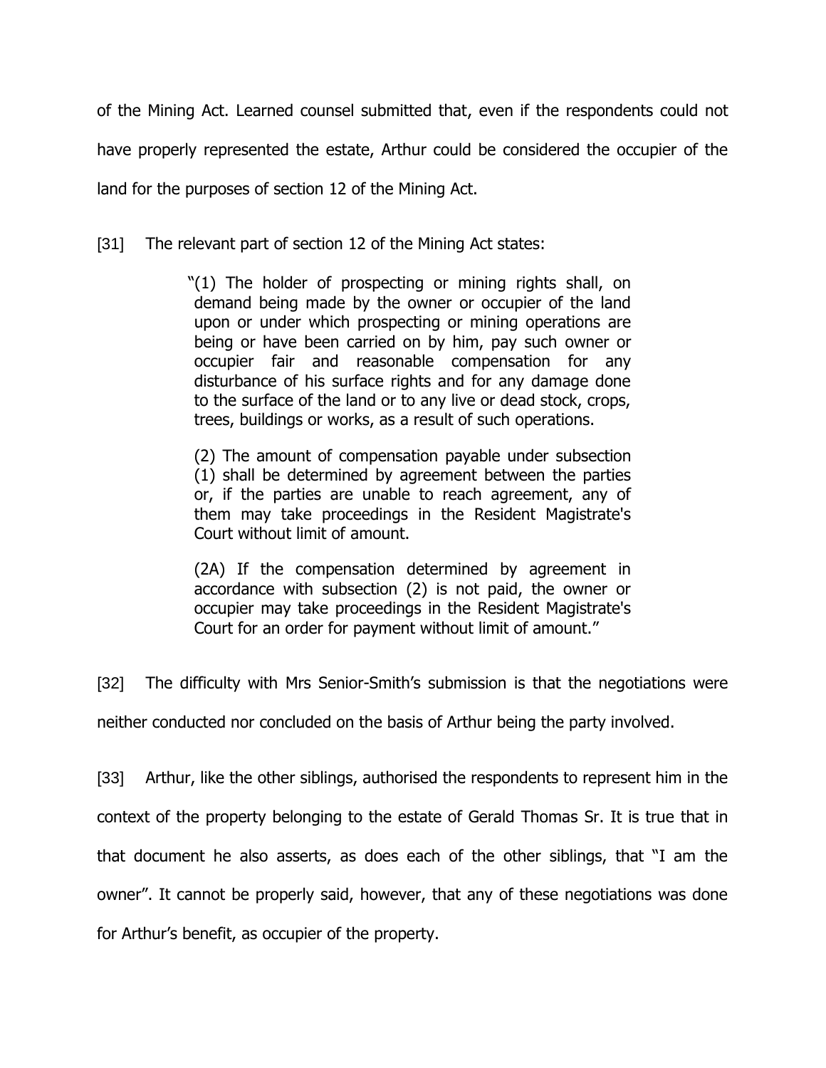of the Mining Act. Learned counsel submitted that, even if the respondents could not have properly represented the estate, Arthur could be considered the occupier of the land for the purposes of section 12 of the Mining Act.

[31] The relevant part of section 12 of the Mining Act states:

> "(1) The holder of prospecting or mining rights shall, on demand being made by the owner or occupier of the land upon or under which prospecting or mining operations are being or have been carried on by him, pay such owner or occupier fair and reasonable compensation for any disturbance of his surface rights and for any damage done to the surface of the land or to any live or dead stock, crops, trees, buildings or works, as a result of such operations.
>
> (2) The amount of compensation payable under subsection (1) shall be determined by agreement between the parties or, if the parties are unable to reach agreement, any of them may take proceedings in the Resident Magistrate's Court without limit of amount.
>
> (2A) If the compensation determined by agreement in accordance with subsection (2) is not paid, the owner or occupier may take proceedings in the Resident Magistrate's Court for an order for payment without limit of amount."

[32] The difficulty with Mrs Senior-Smith's submission is that the negotiations were neither conducted nor concluded on the basis of Arthur being the party involved.

[33] Arthur, like the other siblings, authorised the respondents to represent him in the context of the property belonging to the estate of Gerald Thomas Sr. It is true that in that document he also asserts, as does each of the other siblings, that "I am the owner". It cannot be properly said, however, that any of these negotiations was done for Arthur's benefit, as occupier of the property.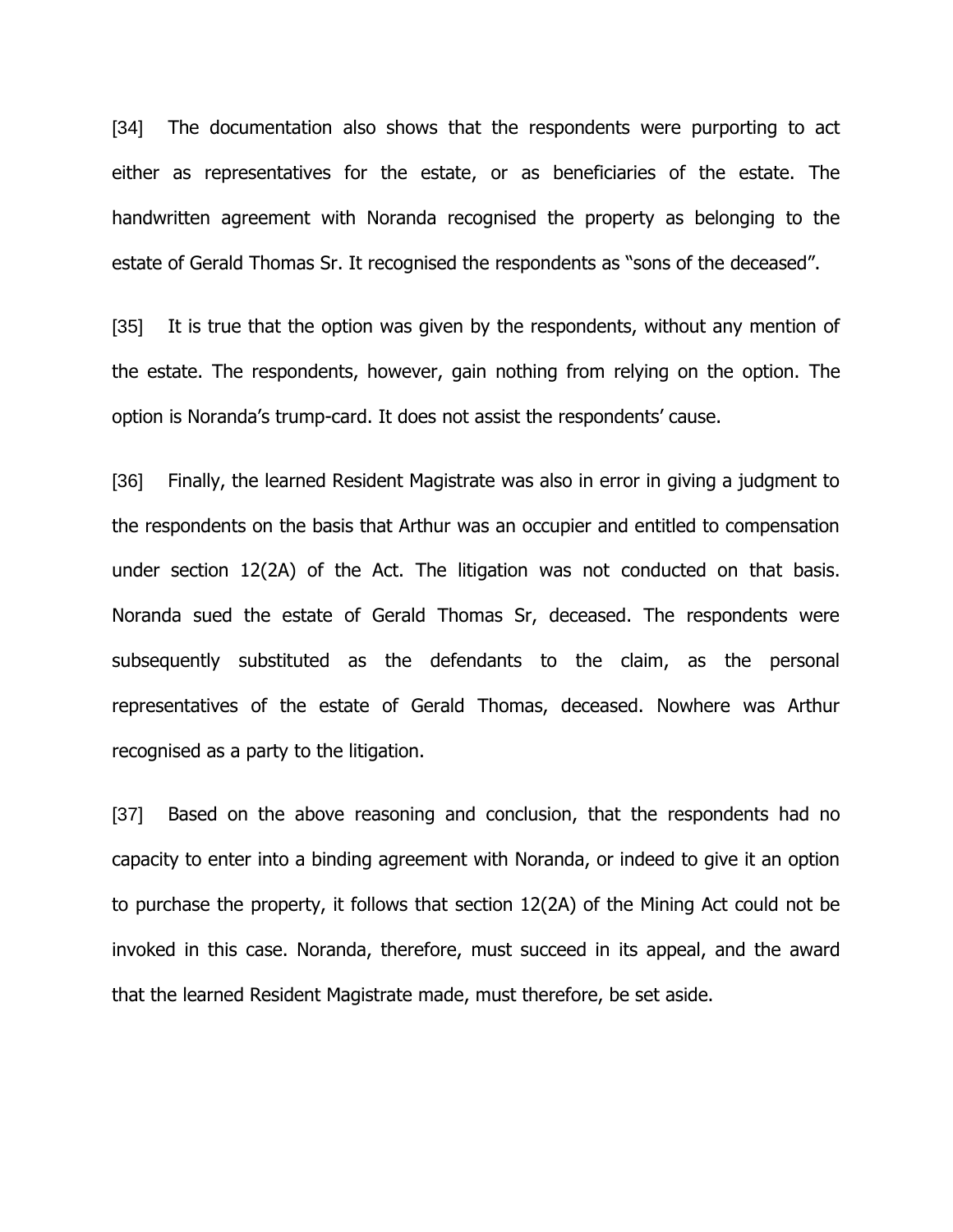[34] The documentation also shows that the respondents were purporting to act either as representatives for the estate, or as beneficiaries of the estate. The handwritten agreement with Noranda recognised the property as belonging to the estate of Gerald Thomas Sr. It recognised the respondents as "sons of the deceased".

[35] It is true that the option was given by the respondents, without any mention of the estate. The respondents, however, gain nothing from relying on the option. The option is Noranda's trump-card. It does not assist the respondents' cause.

[36] Finally, the learned Resident Magistrate was also in error in giving a judgment to the respondents on the basis that Arthur was an occupier and entitled to compensation under section 12(2A) of the Act. The litigation was not conducted on that basis. Noranda sued the estate of Gerald Thomas Sr, deceased. The respondents were subsequently substituted as the defendants to the claim, as the personal representatives of the estate of Gerald Thomas, deceased. Nowhere was Arthur recognised as a party to the litigation.

[37] Based on the above reasoning and conclusion, that the respondents had no capacity to enter into a binding agreement with Noranda, or indeed to give it an option to purchase the property, it follows that section 12(2A) of the Mining Act could not be invoked in this case. Noranda, therefore, must succeed in its appeal, and the award that the learned Resident Magistrate made, must therefore, be set aside.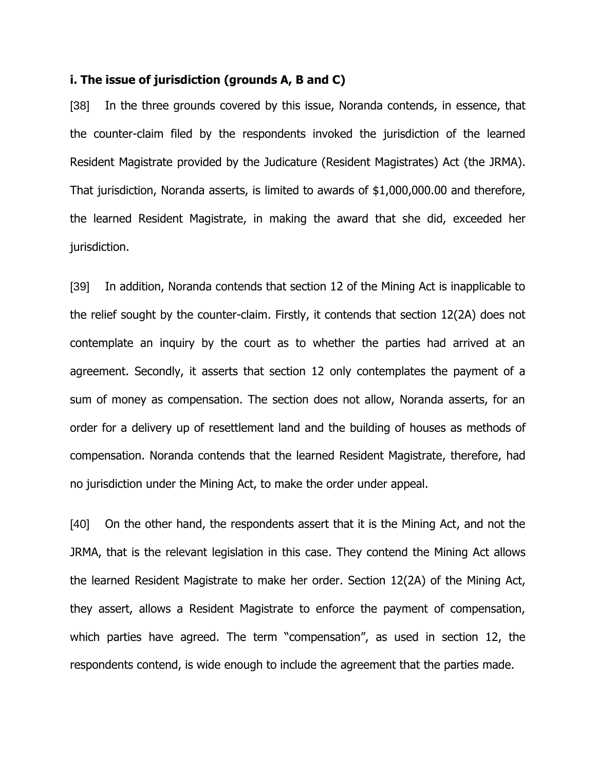### i. The issue of jurisdiction (grounds A, B and C)

[38] In the three grounds covered by this issue, Noranda contends, in essence, that the counter-claim filed by the respondents invoked the jurisdiction of the learned Resident Magistrate provided by the Judicature (Resident Magistrates) Act (the JRMA). That jurisdiction, Noranda asserts, is limited to awards of $1,000,000.00 and therefore, the learned Resident Magistrate, in making the award that she did, exceeded her jurisdiction.

[39] In addition, Noranda contends that section 12 of the Mining Act is inapplicable to the relief sought by the counter-claim. Firstly, it contends that section 12(2A) does not contemplate an inquiry by the court as to whether the parties had arrived at an agreement. Secondly, it asserts that section 12 only contemplates the payment of a sum of money as compensation. The section does not allow, Noranda asserts, for an order for a delivery up of resettlement land and the building of houses as methods of compensation. Noranda contends that the learned Resident Magistrate, therefore, had no jurisdiction under the Mining Act, to make the order under appeal.

[40] On the other hand, the respondents assert that it is the Mining Act, and not the JRMA, that is the relevant legislation in this case. They contend the Mining Act allows the learned Resident Magistrate to make her order. Section 12(2A) of the Mining Act, they assert, allows a Resident Magistrate to enforce the payment of compensation, which parties have agreed. The term "compensation", as used in section 12, the respondents contend, is wide enough to include the agreement that the parties made.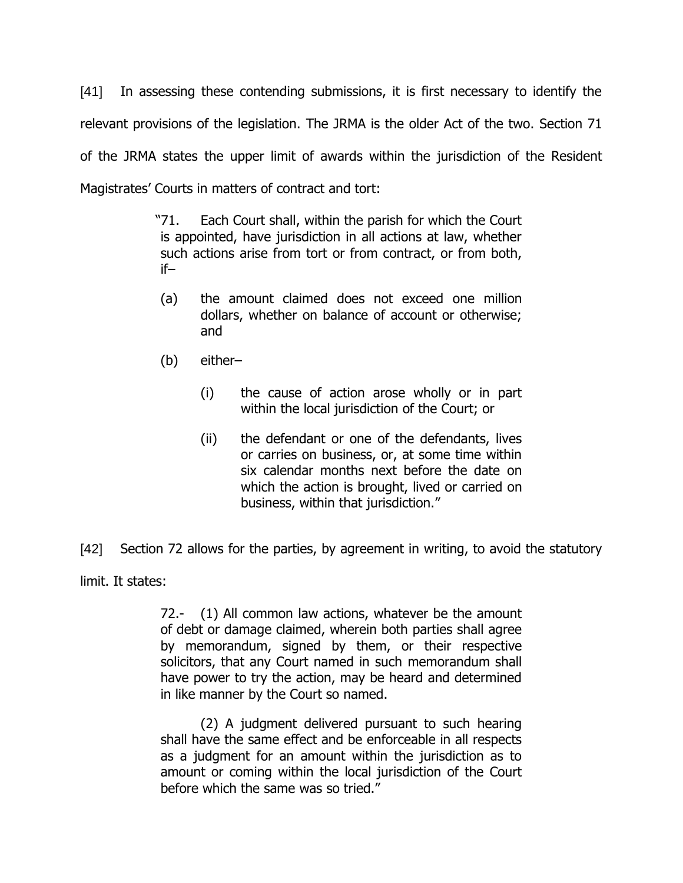[41] In assessing these contending submissions, it is first necessary to identify the relevant provisions of the legislation. The JRMA is the older Act of the two. Section 71 of the JRMA states the upper limit of awards within the jurisdiction of the Resident Magistrates' Courts in matters of contract and tort:

> "71. Each Court shall, within the parish for which the Court is appointed, have jurisdiction in all actions at law, whether such actions arise from tort or from contract, or from both, if–
>
> (a) the amount claimed does not exceed one million dollars, whether on balance of account or otherwise; and
>
> (b) either–
>
> (i) the cause of action arose wholly or in part within the local jurisdiction of the Court; or
>
> (ii) the defendant or one of the defendants, lives or carries on business, or, at some time within six calendar months next before the date on which the action is brought, lived or carried on business, within that jurisdiction."

[42] Section 72 allows for the parties, by agreement in writing, to avoid the statutory limit. It states:

> 72.- (1) All common law actions, whatever be the amount of debt or damage claimed, wherein both parties shall agree by memorandum, signed by them, or their respective solicitors, that any Court named in such memorandum shall have power to try the action, may be heard and determined in like manner by the Court so named.
>
> (2) A judgment delivered pursuant to such hearing shall have the same effect and be enforceable in all respects as a judgment for an amount within the jurisdiction as to amount or coming within the local jurisdiction of the Court before which the same was so tried."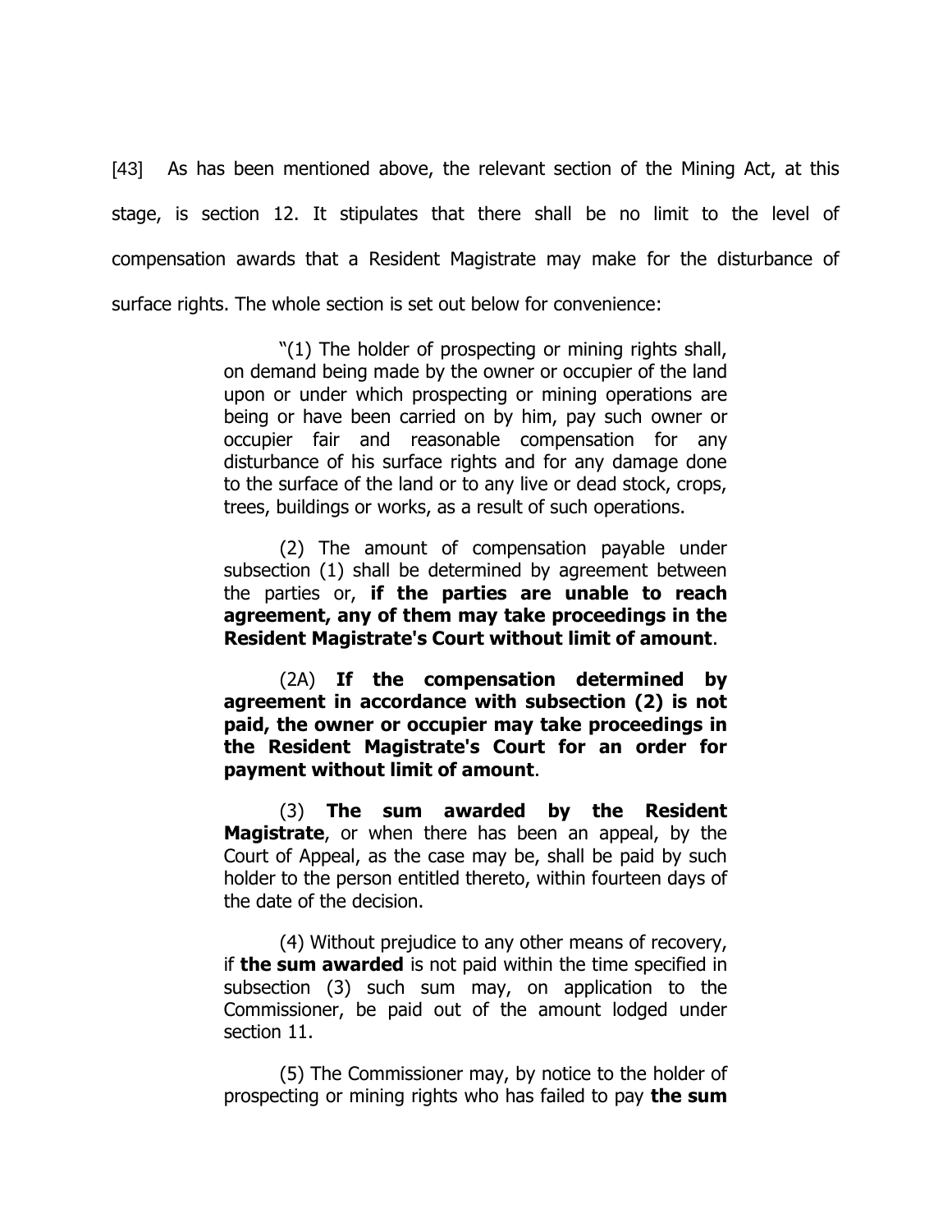[43] As has been mentioned above, the relevant section of the Mining Act, at this stage, is section 12. It stipulates that there shall be no limit to the level of compensation awards that a Resident Magistrate may make for the disturbance of surface rights. The whole section is set out below for convenience:

> "(1) The holder of prospecting or mining rights shall, on demand being made by the owner or occupier of the land upon or under which prospecting or mining operations are being or have been carried on by him, pay such owner or occupier fair and reasonable compensation for any disturbance of his surface rights and for any damage done to the surface of the land or to any live or dead stock, crops, trees, buildings or works, as a result of such operations.
>
> (2) The amount of compensation payable under subsection (1) shall be determined by agreement between the parties or, **if the parties are unable to reach agreement, any of them may take proceedings in the Resident Magistrate's Court without limit of amount**.
>
> (2A) **If the compensation determined by agreement in accordance with subsection (2) is not paid, the owner or occupier may take proceedings in the Resident Magistrate's Court for an order for payment without limit of amount**.
>
> (3) **The sum awarded by the Resident Magistrate**, or when there has been an appeal, by the Court of Appeal, as the case may be, shall be paid by such holder to the person entitled thereto, within fourteen days of the date of the decision.
>
> (4) Without prejudice to any other means of recovery, if **the sum awarded** is not paid within the time specified in subsection (3) such sum may, on application to the Commissioner, be paid out of the amount lodged under section 11.
>
> (5) The Commissioner may, by notice to the holder of prospecting or mining rights who has failed to pay **the sum**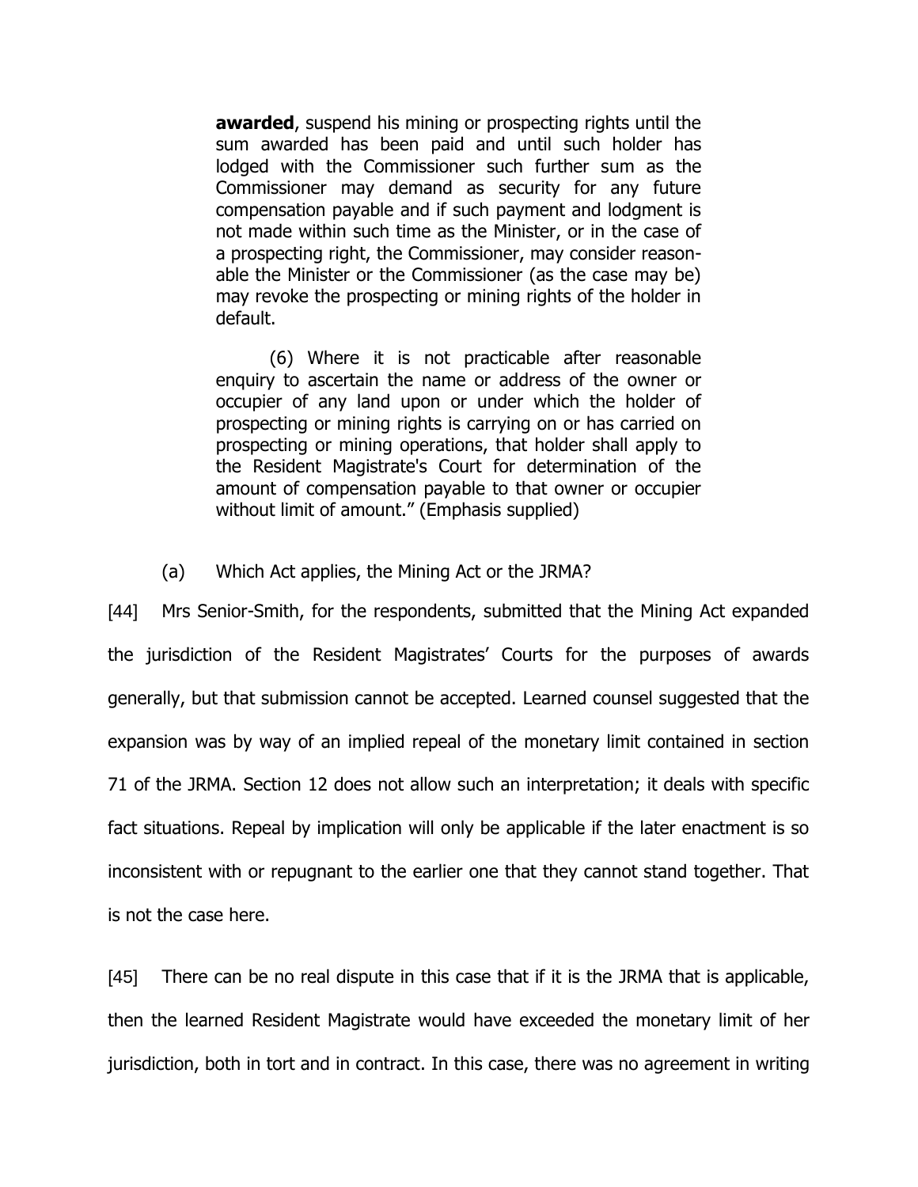> **awarded**, suspend his mining or prospecting rights until the sum awarded has been paid and until such holder has lodged with the Commissioner such further sum as the Commissioner may demand as security for any future compensation payable and if such payment and lodgment is not made within such time as the Minister, or in the case of a prospecting right, the Commissioner, may consider reasonable the Minister or the Commissioner (as the case may be) may revoke the prospecting or mining rights of the holder in default.
>
> (6) Where it is not practicable after reasonable enquiry to ascertain the name or address of the owner or occupier of any land upon or under which the holder of prospecting or mining rights is carrying on or has carried on prospecting or mining operations, that holder shall apply to the Resident Magistrate's Court for determination of the amount of compensation payable to that owner or occupier without limit of amount." (Emphasis supplied)

(a) Which Act applies, the Mining Act or the JRMA?

[44] Mrs Senior-Smith, for the respondents, submitted that the Mining Act expanded the jurisdiction of the Resident Magistrates' Courts for the purposes of awards generally, but that submission cannot be accepted. Learned counsel suggested that the expansion was by way of an implied repeal of the monetary limit contained in section 71 of the JRMA. Section 12 does not allow such an interpretation; it deals with specific fact situations. Repeal by implication will only be applicable if the later enactment is so inconsistent with or repugnant to the earlier one that they cannot stand together. That is not the case here.

[45] There can be no real dispute in this case that if it is the JRMA that is applicable, then the learned Resident Magistrate would have exceeded the monetary limit of her jurisdiction, both in tort and in contract. In this case, there was no agreement in writing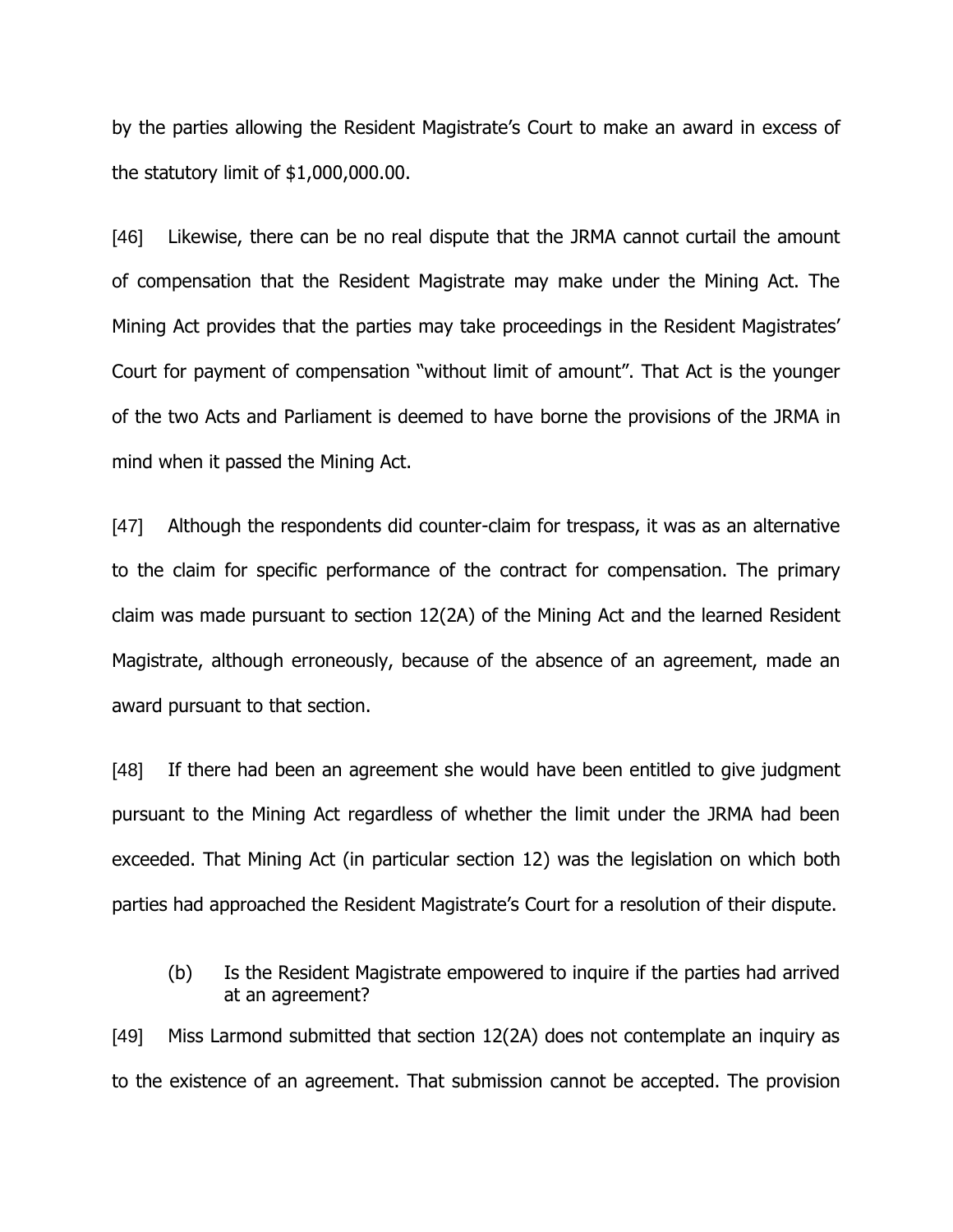by the parties allowing the Resident Magistrate's Court to make an award in excess of the statutory limit of $1,000,000.00.

[46] Likewise, there can be no real dispute that the JRMA cannot curtail the amount of compensation that the Resident Magistrate may make under the Mining Act. The Mining Act provides that the parties may take proceedings in the Resident Magistrates' Court for payment of compensation "without limit of amount". That Act is the younger of the two Acts and Parliament is deemed to have borne the provisions of the JRMA in mind when it passed the Mining Act.

[47] Although the respondents did counter-claim for trespass, it was as an alternative to the claim for specific performance of the contract for compensation. The primary claim was made pursuant to section 12(2A) of the Mining Act and the learned Resident Magistrate, although erroneously, because of the absence of an agreement, made an award pursuant to that section.

[48] If there had been an agreement she would have been entitled to give judgment pursuant to the Mining Act regardless of whether the limit under the JRMA had been exceeded. That Mining Act (in particular section 12) was the legislation on which both parties had approached the Resident Magistrate's Court for a resolution of their dispute.

(b) Is the Resident Magistrate empowered to inquire if the parties had arrived at an agreement?

[49] Miss Larmond submitted that section 12(2A) does not contemplate an inquiry as to the existence of an agreement. That submission cannot be accepted. The provision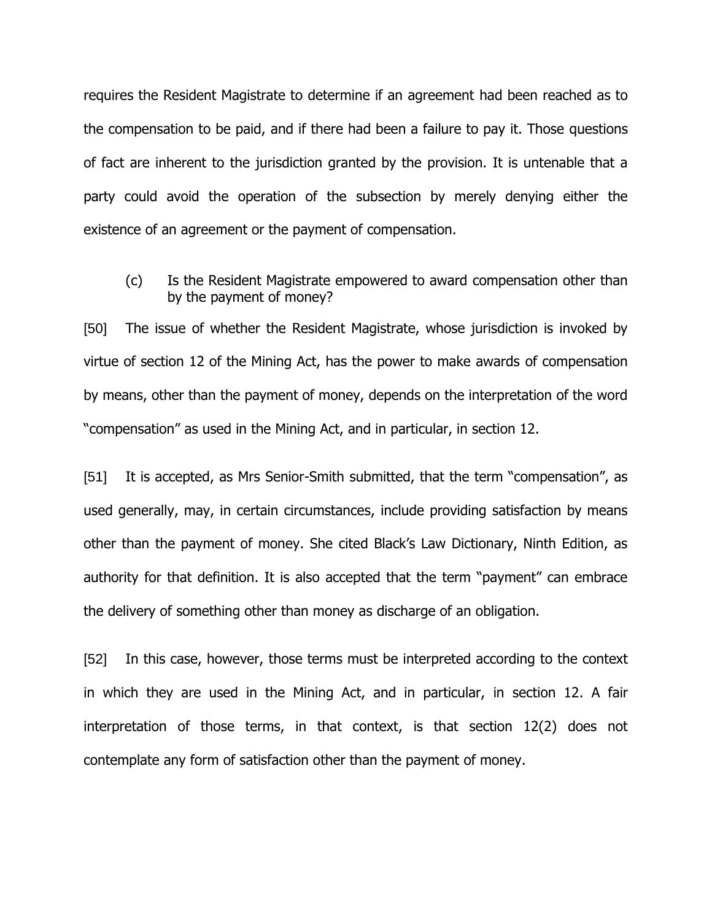requires the Resident Magistrate to determine if an agreement had been reached as to the compensation to be paid, and if there had been a failure to pay it. Those questions of fact are inherent to the jurisdiction granted by the provision. It is untenable that a party could avoid the operation of the subsection by merely denying either the existence of an agreement or the payment of compensation.

(c) Is the Resident Magistrate empowered to award compensation other than by the payment of money?

[50] The issue of whether the Resident Magistrate, whose jurisdiction is invoked by virtue of section 12 of the Mining Act, has the power to make awards of compensation by means, other than the payment of money, depends on the interpretation of the word "compensation" as used in the Mining Act, and in particular, in section 12.

[51] It is accepted, as Mrs Senior-Smith submitted, that the term "compensation", as used generally, may, in certain circumstances, include providing satisfaction by means other than the payment of money. She cited Black's Law Dictionary, Ninth Edition, as authority for that definition. It is also accepted that the term "payment" can embrace the delivery of something other than money as discharge of an obligation.

[52] In this case, however, those terms must be interpreted according to the context in which they are used in the Mining Act, and in particular, in section 12. A fair interpretation of those terms, in that context, is that section 12(2) does not contemplate any form of satisfaction other than the payment of money.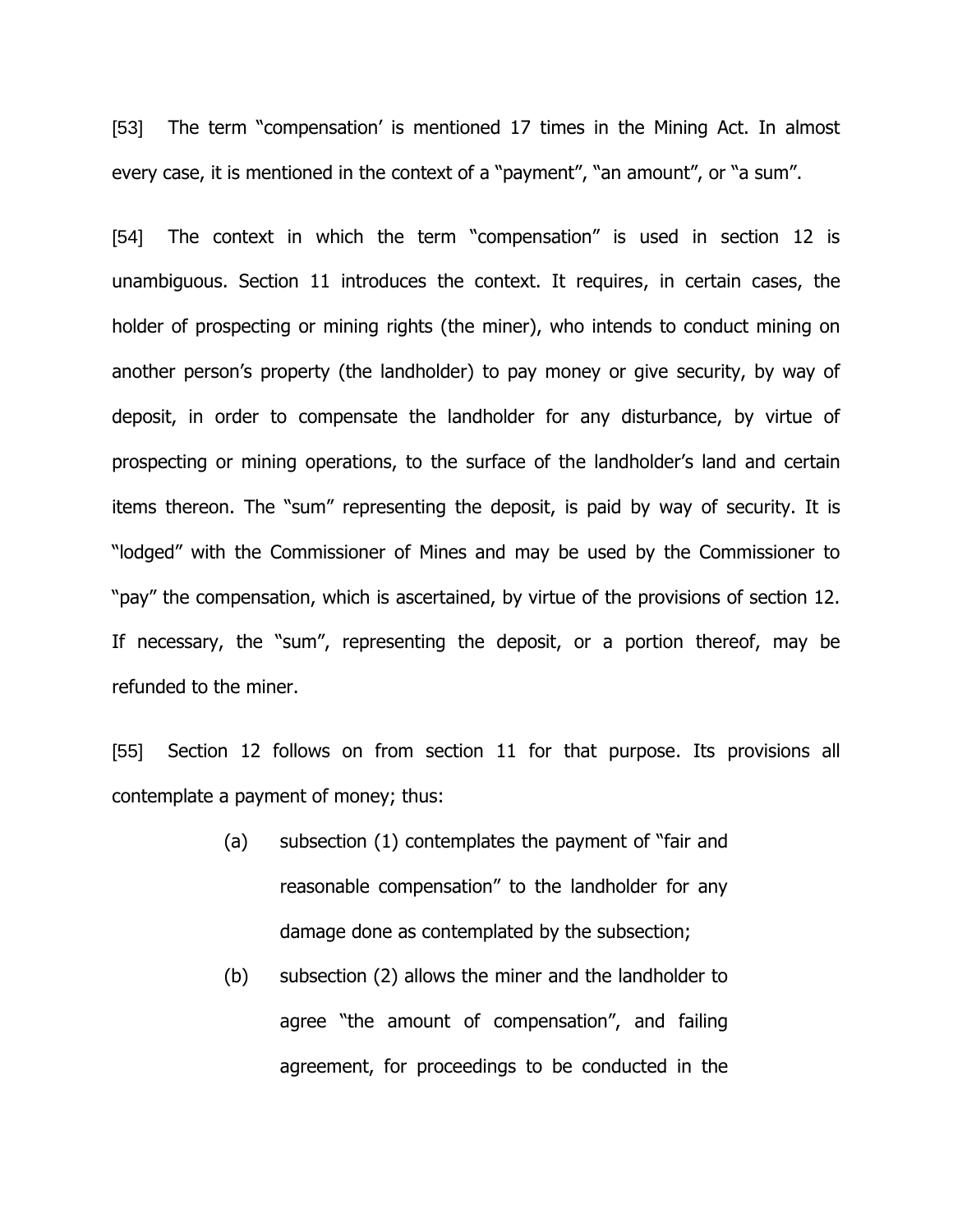[53] The term "compensation' is mentioned 17 times in the Mining Act. In almost every case, it is mentioned in the context of a "payment", "an amount", or "a sum".

[54] The context in which the term "compensation" is used in section 12 is unambiguous. Section 11 introduces the context. It requires, in certain cases, the holder of prospecting or mining rights (the miner), who intends to conduct mining on another person's property (the landholder) to pay money or give security, by way of deposit, in order to compensate the landholder for any disturbance, by virtue of prospecting or mining operations, to the surface of the landholder's land and certain items thereon. The "sum" representing the deposit, is paid by way of security. It is "lodged" with the Commissioner of Mines and may be used by the Commissioner to "pay" the compensation, which is ascertained, by virtue of the provisions of section 12. If necessary, the "sum", representing the deposit, or a portion thereof, may be refunded to the miner.

[55] Section 12 follows on from section 11 for that purpose. Its provisions all contemplate a payment of money; thus:

(a) subsection (1) contemplates the payment of "fair and reasonable compensation" to the landholder for any damage done as contemplated by the subsection;

(b) subsection (2) allows the miner and the landholder to agree "the amount of compensation", and failing agreement, for proceedings to be conducted in the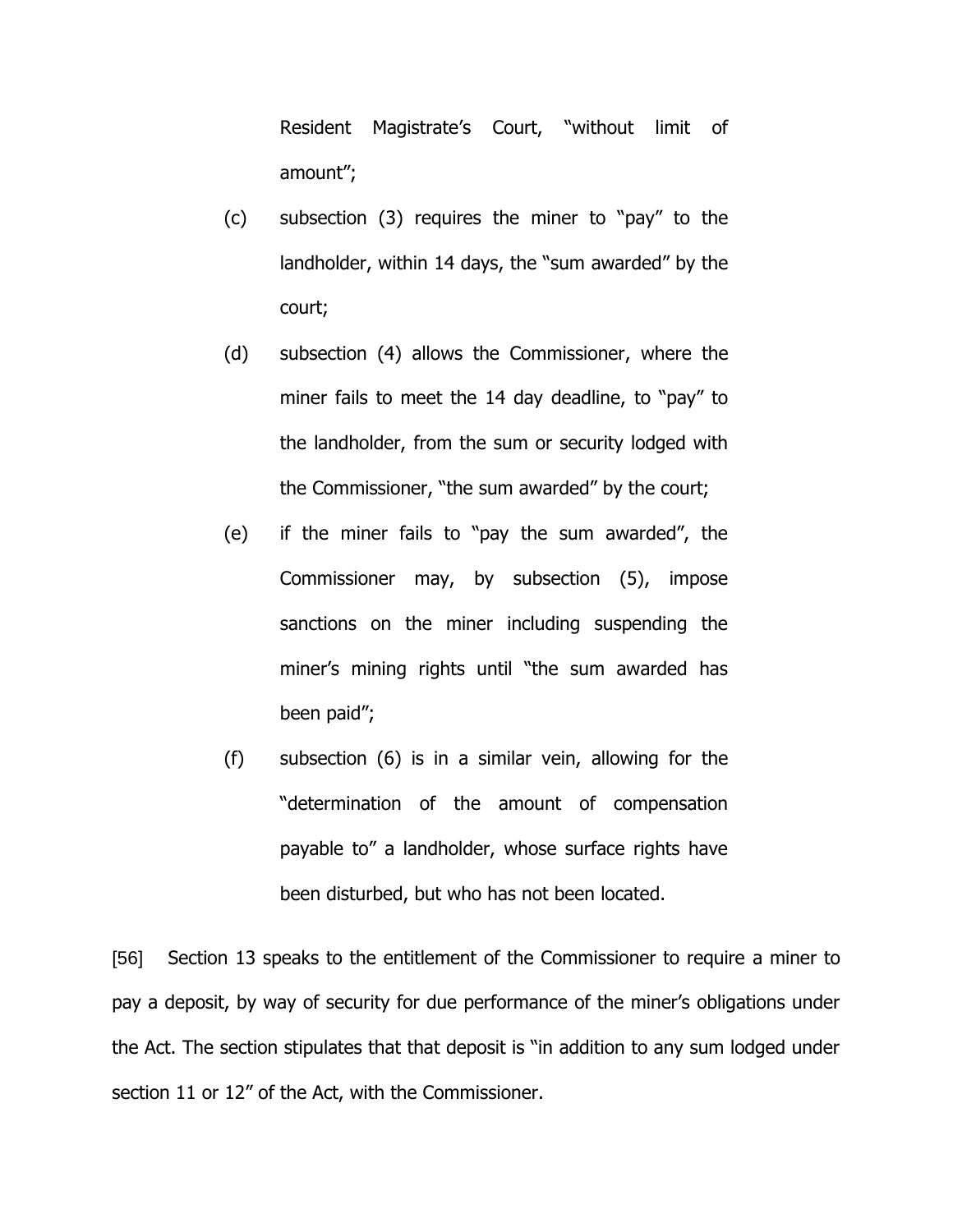Resident Magistrate's Court, "without limit of amount";

(c) subsection (3) requires the miner to "pay" to the landholder, within 14 days, the "sum awarded" by the court;

(d) subsection (4) allows the Commissioner, where the miner fails to meet the 14 day deadline, to "pay" to the landholder, from the sum or security lodged with the Commissioner, "the sum awarded" by the court;

(e) if the miner fails to "pay the sum awarded", the Commissioner may, by subsection (5), impose sanctions on the miner including suspending the miner's mining rights until "the sum awarded has been paid";

(f) subsection (6) is in a similar vein, allowing for the "determination of the amount of compensation payable to" a landholder, whose surface rights have been disturbed, but who has not been located.

[56] Section 13 speaks to the entitlement of the Commissioner to require a miner to pay a deposit, by way of security for due performance of the miner's obligations under the Act. The section stipulates that that deposit is "in addition to any sum lodged under section 11 or 12" of the Act, with the Commissioner.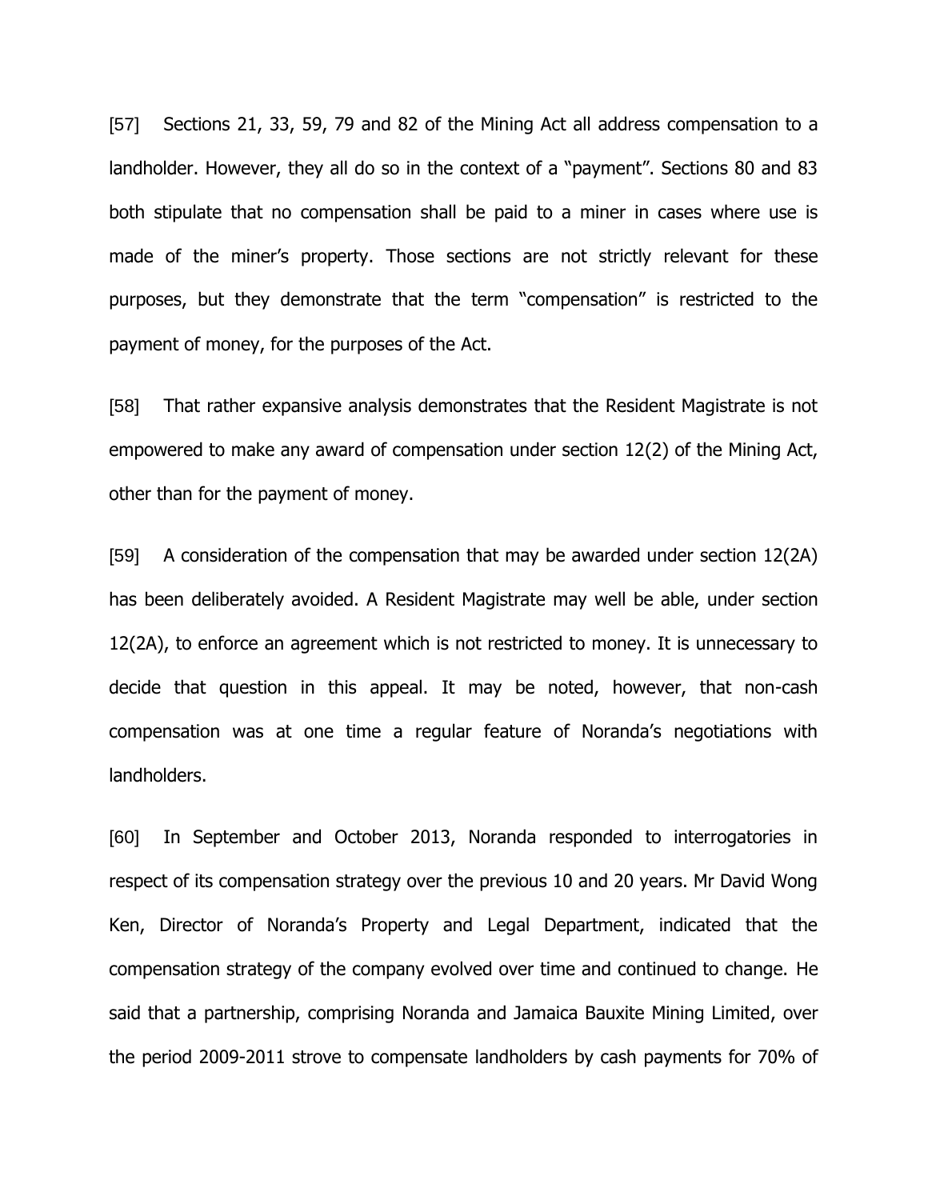[57] Sections 21, 33, 59, 79 and 82 of the Mining Act all address compensation to a landholder. However, they all do so in the context of a "payment". Sections 80 and 83 both stipulate that no compensation shall be paid to a miner in cases where use is made of the miner's property. Those sections are not strictly relevant for these purposes, but they demonstrate that the term "compensation" is restricted to the payment of money, for the purposes of the Act.

[58] That rather expansive analysis demonstrates that the Resident Magistrate is not empowered to make any award of compensation under section 12(2) of the Mining Act, other than for the payment of money.

[59] A consideration of the compensation that may be awarded under section 12(2A) has been deliberately avoided. A Resident Magistrate may well be able, under section 12(2A), to enforce an agreement which is not restricted to money. It is unnecessary to decide that question in this appeal. It may be noted, however, that non-cash compensation was at one time a regular feature of Noranda's negotiations with landholders.

[60] In September and October 2013, Noranda responded to interrogatories in respect of its compensation strategy over the previous 10 and 20 years. Mr David Wong Ken, Director of Noranda's Property and Legal Department, indicated that the compensation strategy of the company evolved over time and continued to change. He said that a partnership, comprising Noranda and Jamaica Bauxite Mining Limited, over the period 2009-2011 strove to compensate landholders by cash payments for 70% of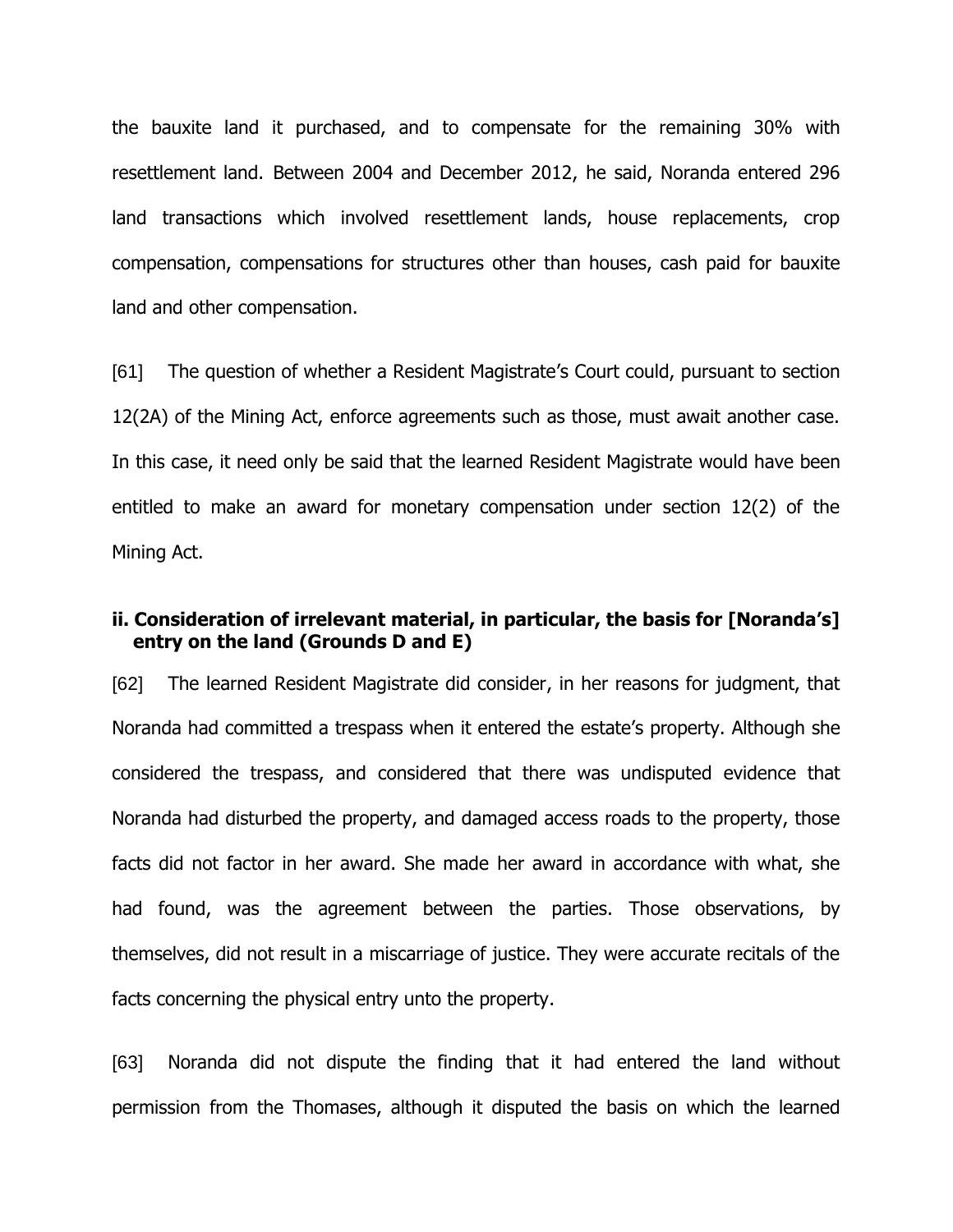the bauxite land it purchased, and to compensate for the remaining 30% with resettlement land. Between 2004 and December 2012, he said, Noranda entered 296 land transactions which involved resettlement lands, house replacements, crop compensation, compensations for structures other than houses, cash paid for bauxite land and other compensation.

[61] The question of whether a Resident Magistrate's Court could, pursuant to section 12(2A) of the Mining Act, enforce agreements such as those, must await another case. In this case, it need only be said that the learned Resident Magistrate would have been entitled to make an award for monetary compensation under section 12(2) of the Mining Act.

### ii. Consideration of irrelevant material, in particular, the basis for [Noranda's] entry on the land (Grounds D and E)

[62] The learned Resident Magistrate did consider, in her reasons for judgment, that Noranda had committed a trespass when it entered the estate's property. Although she considered the trespass, and considered that there was undisputed evidence that Noranda had disturbed the property, and damaged access roads to the property, those facts did not factor in her award. She made her award in accordance with what, she had found, was the agreement between the parties. Those observations, by themselves, did not result in a miscarriage of justice. They were accurate recitals of the facts concerning the physical entry unto the property.

[63] Noranda did not dispute the finding that it had entered the land without permission from the Thomases, although it disputed the basis on which the learned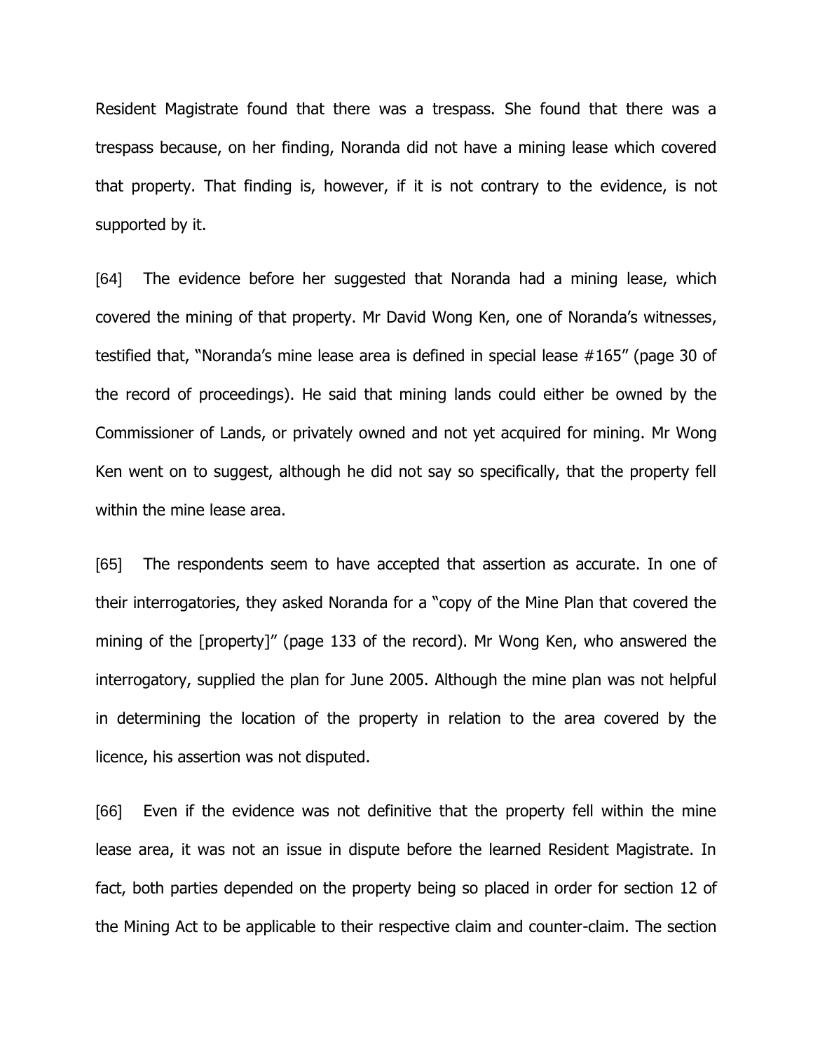Resident Magistrate found that there was a trespass. She found that there was a trespass because, on her finding, Noranda did not have a mining lease which covered that property. That finding is, however, if it is not contrary to the evidence, is not supported by it.

[64] The evidence before her suggested that Noranda had a mining lease, which covered the mining of that property. Mr David Wong Ken, one of Noranda's witnesses, testified that, "Noranda's mine lease area is defined in special lease #165" (page 30 of the record of proceedings). He said that mining lands could either be owned by the Commissioner of Lands, or privately owned and not yet acquired for mining. Mr Wong Ken went on to suggest, although he did not say so specifically, that the property fell within the mine lease area.

[65] The respondents seem to have accepted that assertion as accurate. In one of their interrogatories, they asked Noranda for a "copy of the Mine Plan that covered the mining of the [property]" (page 133 of the record). Mr Wong Ken, who answered the interrogatory, supplied the plan for June 2005. Although the mine plan was not helpful in determining the location of the property in relation to the area covered by the licence, his assertion was not disputed.

[66] Even if the evidence was not definitive that the property fell within the mine lease area, it was not an issue in dispute before the learned Resident Magistrate. In fact, both parties depended on the property being so placed in order for section 12 of the Mining Act to be applicable to their respective claim and counter-claim. The section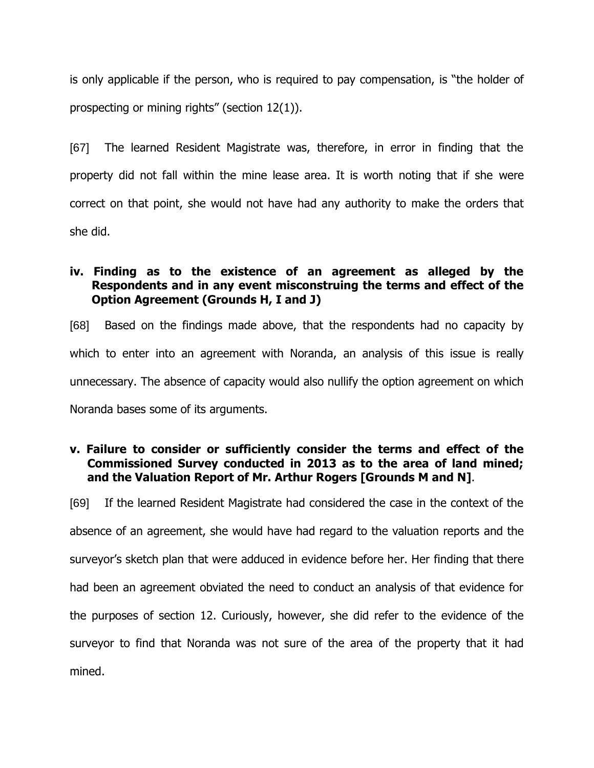is only applicable if the person, who is required to pay compensation, is "the holder of prospecting or mining rights" (section 12(1)).

[67] The learned Resident Magistrate was, therefore, in error in finding that the property did not fall within the mine lease area. It is worth noting that if she were correct on that point, she would not have had any authority to make the orders that she did.

### iv. Finding as to the existence of an agreement as alleged by the Respondents and in any event misconstruing the terms and effect of the Option Agreement (Grounds H, I and J)

[68] Based on the findings made above, that the respondents had no capacity by which to enter into an agreement with Noranda, an analysis of this issue is really unnecessary. The absence of capacity would also nullify the option agreement on which Noranda bases some of its arguments.

### v. Failure to consider or sufficiently consider the terms and effect of the Commissioned Survey conducted in 2013 as to the area of land mined; and the Valuation Report of Mr. Arthur Rogers [Grounds M and N].

[69] If the learned Resident Magistrate had considered the case in the context of the absence of an agreement, she would have had regard to the valuation reports and the surveyor's sketch plan that were adduced in evidence before her. Her finding that there had been an agreement obviated the need to conduct an analysis of that evidence for the purposes of section 12. Curiously, however, she did refer to the evidence of the surveyor to find that Noranda was not sure of the area of the property that it had mined.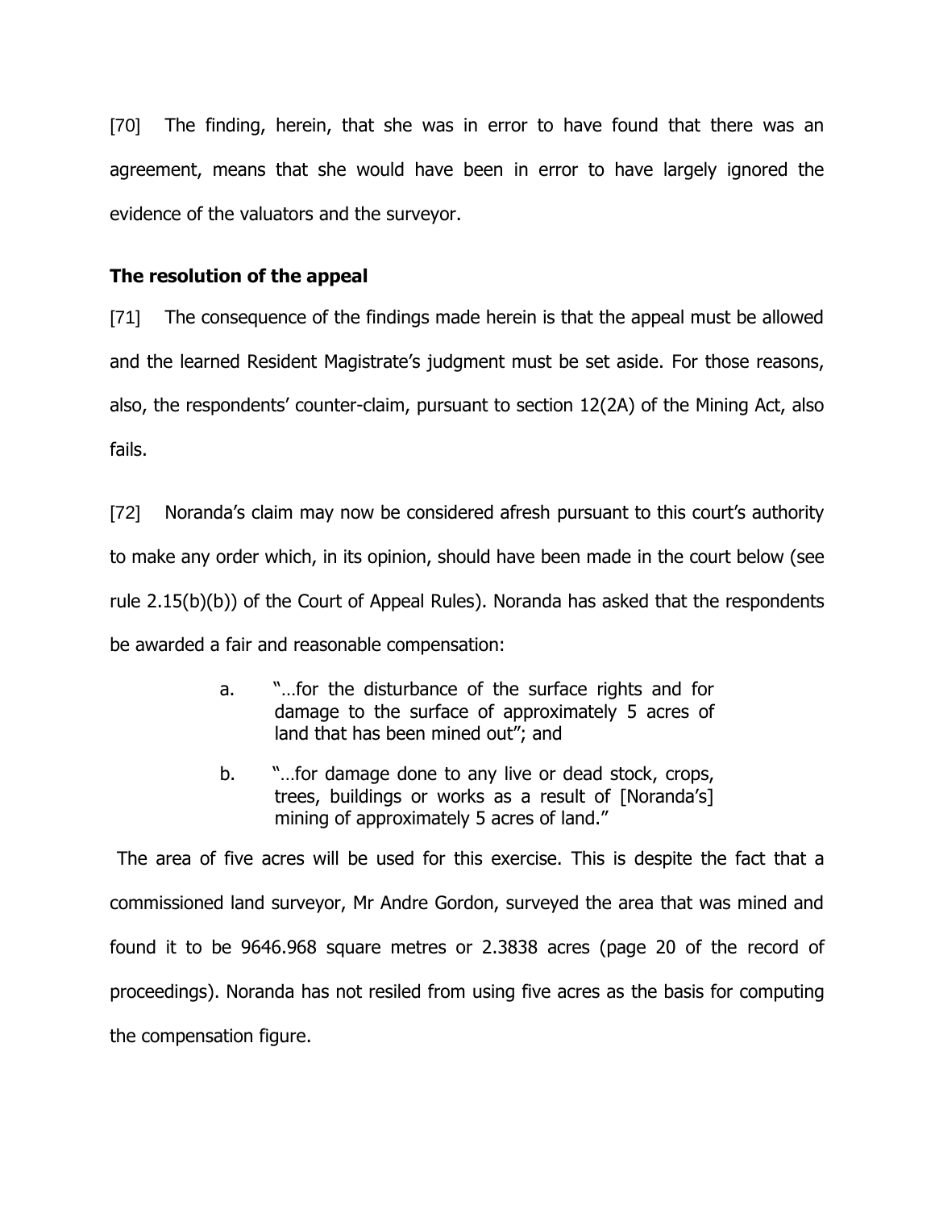[70] The finding, herein, that she was in error to have found that there was an agreement, means that she would have been in error to have largely ignored the evidence of the valuators and the surveyor.

**The resolution of the appeal**

[71] The consequence of the findings made herein is that the appeal must be allowed and the learned Resident Magistrate's judgment must be set aside. For those reasons, also, the respondents' counter-claim, pursuant to section 12(2A) of the Mining Act, also fails.

[72] Noranda's claim may now be considered afresh pursuant to this court's authority to make any order which, in its opinion, should have been made in the court below (see rule 2.15(b)(b)) of the Court of Appeal Rules). Noranda has asked that the respondents be awarded a fair and reasonable compensation:

> a. "…for the disturbance of the surface rights and for damage to the surface of approximately 5 acres of land that has been mined out"; and
>
> b. "…for damage done to any live or dead stock, crops, trees, buildings or works as a result of [Noranda's] mining of approximately 5 acres of land."

The area of five acres will be used for this exercise. This is despite the fact that a commissioned land surveyor, Mr Andre Gordon, surveyed the area that was mined and found it to be 9646.968 square metres or 2.3838 acres (page 20 of the record of proceedings). Noranda has not resiled from using five acres as the basis for computing the compensation figure.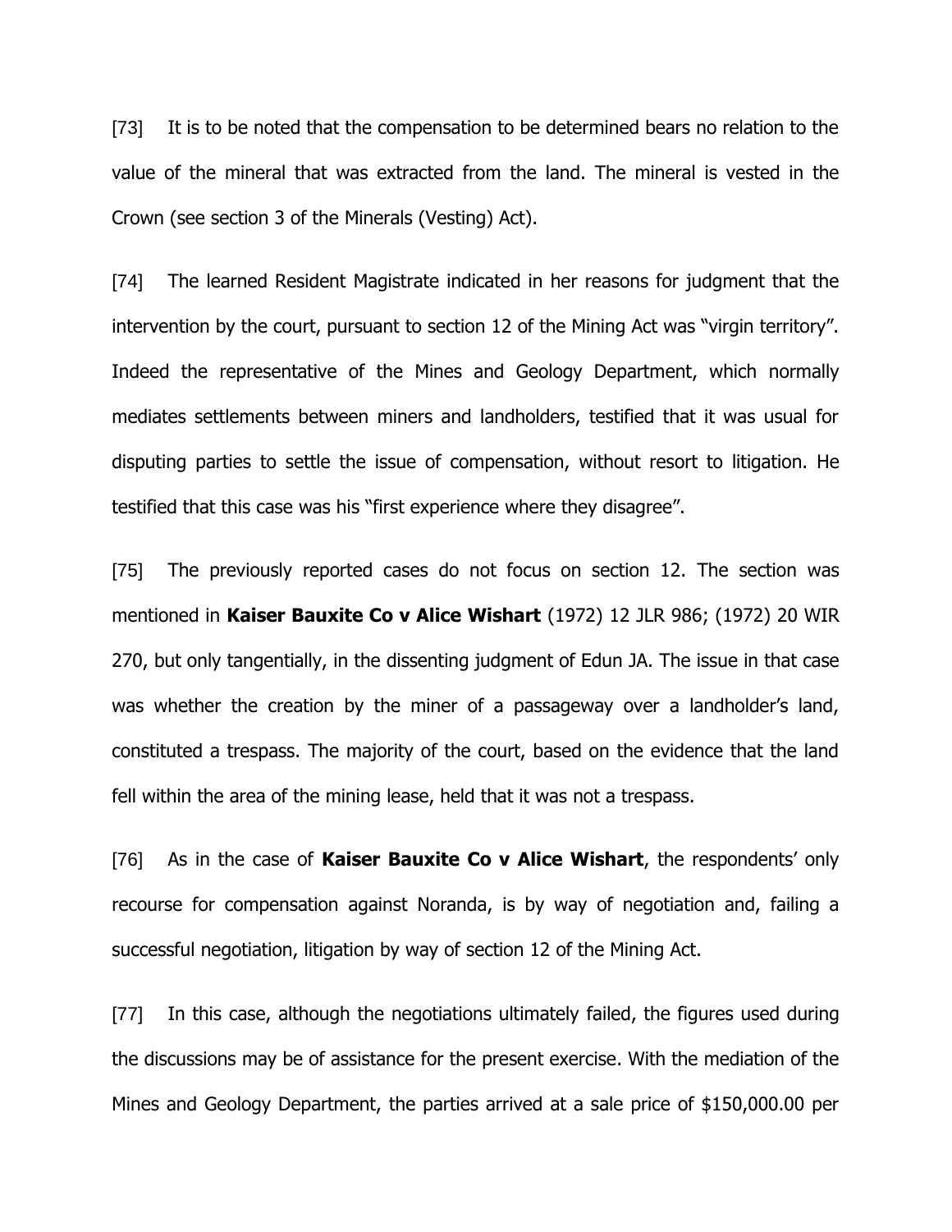[73] It is to be noted that the compensation to be determined bears no relation to the value of the mineral that was extracted from the land. The mineral is vested in the Crown (see section 3 of the Minerals (Vesting) Act).

[74] The learned Resident Magistrate indicated in her reasons for judgment that the intervention by the court, pursuant to section 12 of the Mining Act was "virgin territory". Indeed the representative of the Mines and Geology Department, which normally mediates settlements between miners and landholders, testified that it was usual for disputing parties to settle the issue of compensation, without resort to litigation. He testified that this case was his "first experience where they disagree".

[75] The previously reported cases do not focus on section 12. The section was mentioned in **Kaiser Bauxite Co v Alice Wishart** (1972) 12 JLR 986; (1972) 20 WIR 270, but only tangentially, in the dissenting judgment of Edun JA. The issue in that case was whether the creation by the miner of a passageway over a landholder's land, constituted a trespass. The majority of the court, based on the evidence that the land fell within the area of the mining lease, held that it was not a trespass.

[76] As in the case of **Kaiser Bauxite Co v Alice Wishart**, the respondents' only recourse for compensation against Noranda, is by way of negotiation and, failing a successful negotiation, litigation by way of section 12 of the Mining Act.

[77] In this case, although the negotiations ultimately failed, the figures used during the discussions may be of assistance for the present exercise. With the mediation of the Mines and Geology Department, the parties arrived at a sale price of $150,000.00 per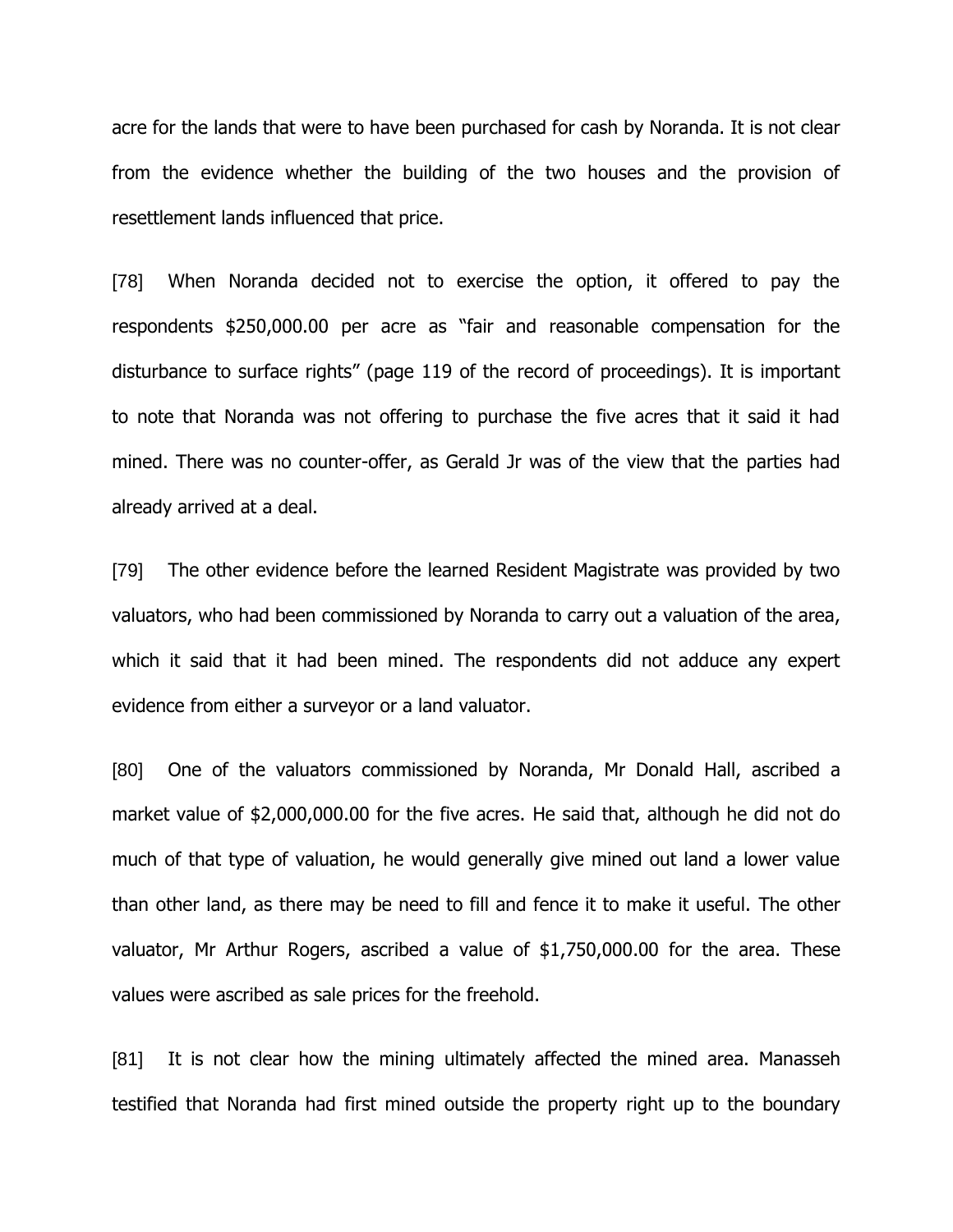acre for the lands that were to have been purchased for cash by Noranda. It is not clear from the evidence whether the building of the two houses and the provision of resettlement lands influenced that price.

[78] When Noranda decided not to exercise the option, it offered to pay the respondents $250,000.00 per acre as "fair and reasonable compensation for the disturbance to surface rights" (page 119 of the record of proceedings). It is important to note that Noranda was not offering to purchase the five acres that it said it had mined. There was no counter-offer, as Gerald Jr was of the view that the parties had already arrived at a deal.

[79] The other evidence before the learned Resident Magistrate was provided by two valuators, who had been commissioned by Noranda to carry out a valuation of the area, which it said that it had been mined. The respondents did not adduce any expert evidence from either a surveyor or a land valuator.

[80] One of the valuators commissioned by Noranda, Mr Donald Hall, ascribed a market value of $2,000,000.00 for the five acres. He said that, although he did not do much of that type of valuation, he would generally give mined out land a lower value than other land, as there may be need to fill and fence it to make it useful. The other valuator, Mr Arthur Rogers, ascribed a value of $1,750,000.00 for the area. These values were ascribed as sale prices for the freehold.

[81] It is not clear how the mining ultimately affected the mined area. Manasseh testified that Noranda had first mined outside the property right up to the boundary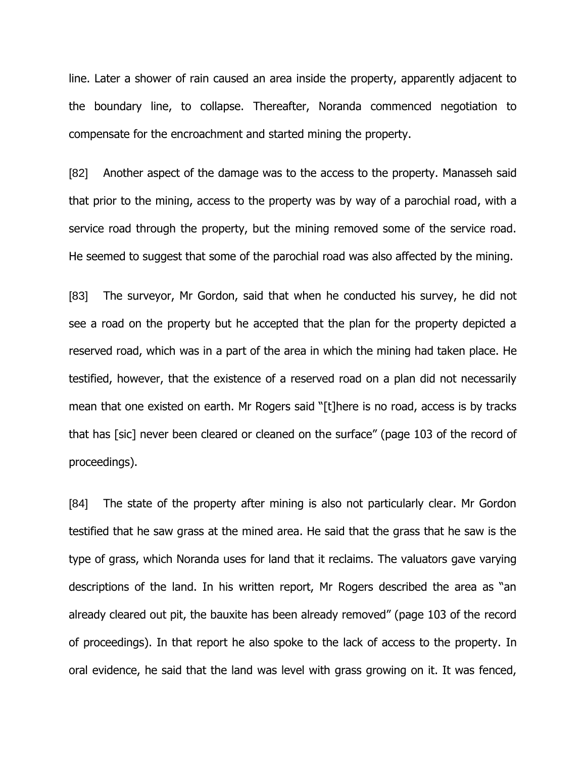line. Later a shower of rain caused an area inside the property, apparently adjacent to the boundary line, to collapse. Thereafter, Noranda commenced negotiation to compensate for the encroachment and started mining the property.

[82] Another aspect of the damage was to the access to the property. Manasseh said that prior to the mining, access to the property was by way of a parochial road, with a service road through the property, but the mining removed some of the service road. He seemed to suggest that some of the parochial road was also affected by the mining.

[83] The surveyor, Mr Gordon, said that when he conducted his survey, he did not see a road on the property but he accepted that the plan for the property depicted a reserved road, which was in a part of the area in which the mining had taken place. He testified, however, that the existence of a reserved road on a plan did not necessarily mean that one existed on earth. Mr Rogers said "[t]here is no road, access is by tracks that has [sic] never been cleared or cleaned on the surface" (page 103 of the record of proceedings).

[84] The state of the property after mining is also not particularly clear. Mr Gordon testified that he saw grass at the mined area. He said that the grass that he saw is the type of grass, which Noranda uses for land that it reclaims. The valuators gave varying descriptions of the land. In his written report, Mr Rogers described the area as "an already cleared out pit, the bauxite has been already removed" (page 103 of the record of proceedings). In that report he also spoke to the lack of access to the property. In oral evidence, he said that the land was level with grass growing on it. It was fenced,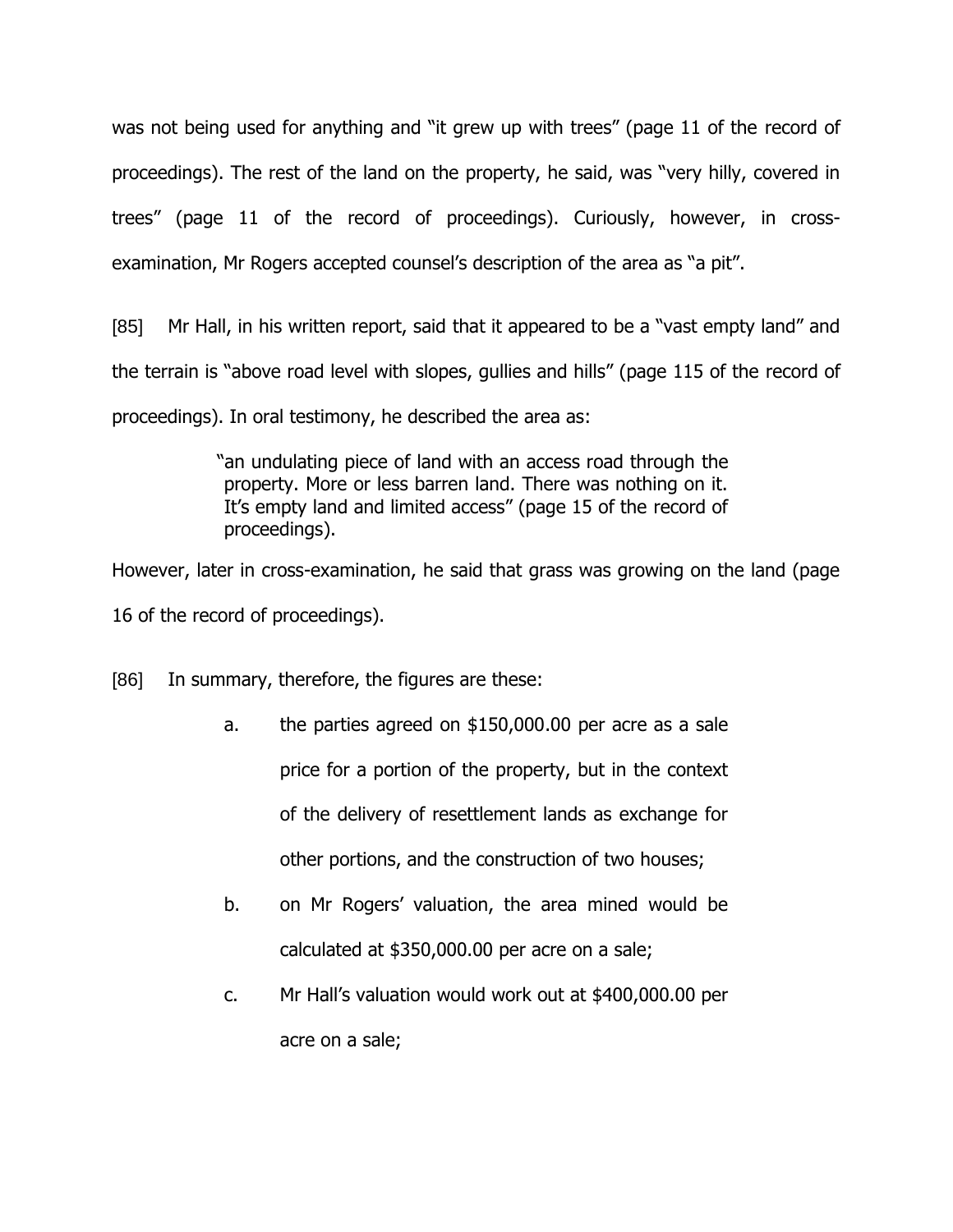was not being used for anything and "it grew up with trees" (page 11 of the record of proceedings). The rest of the land on the property, he said, was "very hilly, covered in trees" (page 11 of the record of proceedings). Curiously, however, in cross-examination, Mr Rogers accepted counsel's description of the area as "a pit".

[85] Mr Hall, in his written report, said that it appeared to be a "vast empty land" and the terrain is "above road level with slopes, gullies and hills" (page 115 of the record of proceedings). In oral testimony, he described the area as:

> "an undulating piece of land with an access road through the property. More or less barren land. There was nothing on it. It's empty land and limited access" (page 15 of the record of proceedings).

However, later in cross-examination, he said that grass was growing on the land (page 16 of the record of proceedings).

[86] In summary, therefore, the figures are these:

a. the parties agreed on $150,000.00 per acre as a sale price for a portion of the property, but in the context of the delivery of resettlement lands as exchange for other portions, and the construction of two houses;

b. on Mr Rogers' valuation, the area mined would be calculated at $350,000.00 per acre on a sale;

c. Mr Hall's valuation would work out at $400,000.00 per acre on a sale;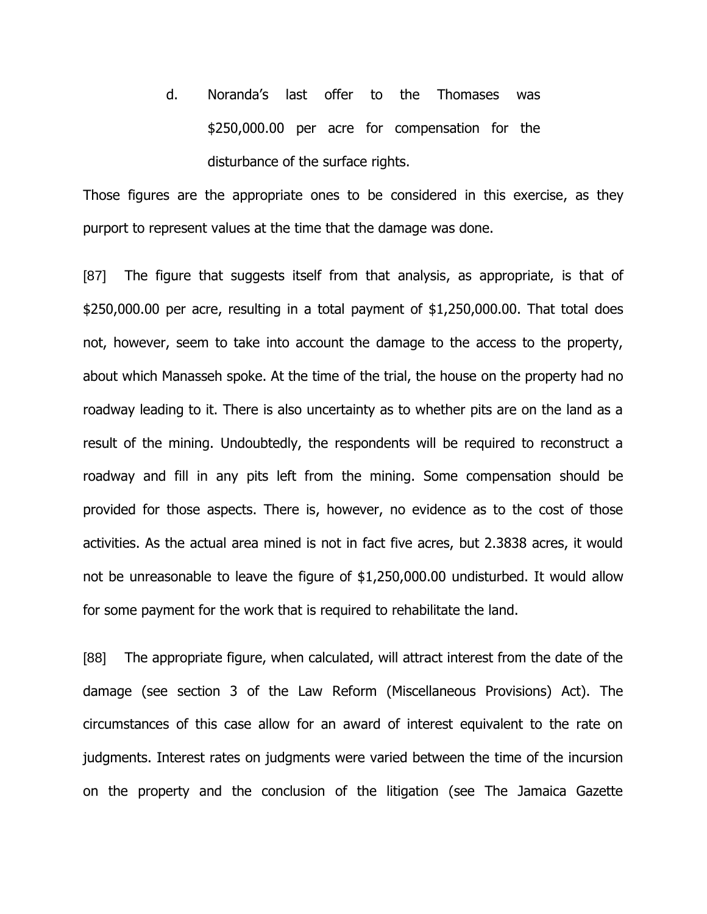d. Noranda's last offer to the Thomases was $250,000.00 per acre for compensation for the disturbance of the surface rights.

Those figures are the appropriate ones to be considered in this exercise, as they purport to represent values at the time that the damage was done.

[87] The figure that suggests itself from that analysis, as appropriate, is that of $250,000.00 per acre, resulting in a total payment of $1,250,000.00. That total does not, however, seem to take into account the damage to the access to the property, about which Manasseh spoke. At the time of the trial, the house on the property had no roadway leading to it. There is also uncertainty as to whether pits are on the land as a result of the mining. Undoubtedly, the respondents will be required to reconstruct a roadway and fill in any pits left from the mining. Some compensation should be provided for those aspects. There is, however, no evidence as to the cost of those activities. As the actual area mined is not in fact five acres, but 2.3838 acres, it would not be unreasonable to leave the figure of $1,250,000.00 undisturbed. It would allow for some payment for the work that is required to rehabilitate the land.

[88] The appropriate figure, when calculated, will attract interest from the date of the damage (see section 3 of the Law Reform (Miscellaneous Provisions) Act). The circumstances of this case allow for an award of interest equivalent to the rate on judgments. Interest rates on judgments were varied between the time of the incursion on the property and the conclusion of the litigation (see The Jamaica Gazette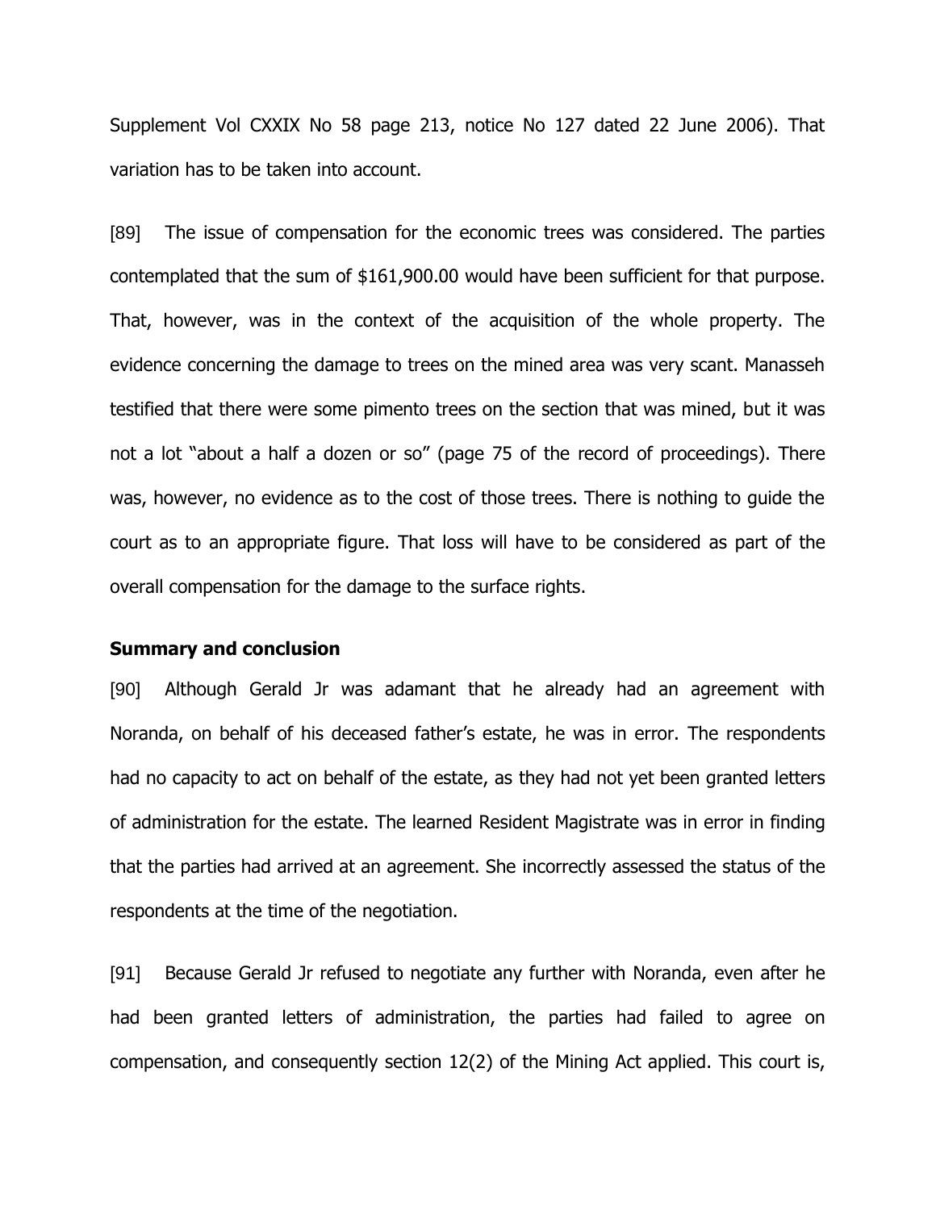Supplement Vol CXXIX No 58 page 213, notice No 127 dated 22 June 2006). That variation has to be taken into account.

[89] The issue of compensation for the economic trees was considered. The parties contemplated that the sum of $161,900.00 would have been sufficient for that purpose. That, however, was in the context of the acquisition of the whole property. The evidence concerning the damage to trees on the mined area was very scant. Manasseh testified that there were some pimento trees on the section that was mined, but it was not a lot "about a half a dozen or so" (page 75 of the record of proceedings). There was, however, no evidence as to the cost of those trees. There is nothing to guide the court as to an appropriate figure. That loss will have to be considered as part of the overall compensation for the damage to the surface rights.

**Summary and conclusion**

[90] Although Gerald Jr was adamant that he already had an agreement with Noranda, on behalf of his deceased father's estate, he was in error. The respondents had no capacity to act on behalf of the estate, as they had not yet been granted letters of administration for the estate. The learned Resident Magistrate was in error in finding that the parties had arrived at an agreement. She incorrectly assessed the status of the respondents at the time of the negotiation.

[91] Because Gerald Jr refused to negotiate any further with Noranda, even after he had been granted letters of administration, the parties had failed to agree on compensation, and consequently section 12(2) of the Mining Act applied. This court is,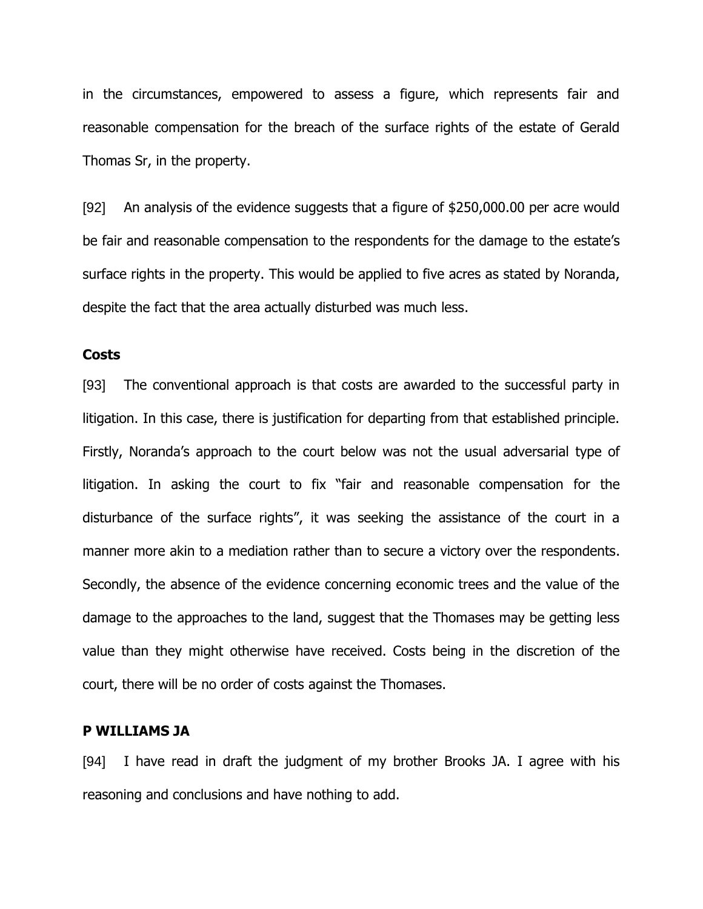in the circumstances, empowered to assess a figure, which represents fair and reasonable compensation for the breach of the surface rights of the estate of Gerald Thomas Sr, in the property.

[92] An analysis of the evidence suggests that a figure of $250,000.00 per acre would be fair and reasonable compensation to the respondents for the damage to the estate's surface rights in the property. This would be applied to five acres as stated by Noranda, despite the fact that the area actually disturbed was much less.

**Costs**

[93] The conventional approach is that costs are awarded to the successful party in litigation. In this case, there is justification for departing from that established principle. Firstly, Noranda's approach to the court below was not the usual adversarial type of litigation. In asking the court to fix "fair and reasonable compensation for the disturbance of the surface rights", it was seeking the assistance of the court in a manner more akin to a mediation rather than to secure a victory over the respondents. Secondly, the absence of the evidence concerning economic trees and the value of the damage to the approaches to the land, suggest that the Thomases may be getting less value than they might otherwise have received. Costs being in the discretion of the court, there will be no order of costs against the Thomases.

**P WILLIAMS JA**

[94] I have read in draft the judgment of my brother Brooks JA. I agree with his reasoning and conclusions and have nothing to add.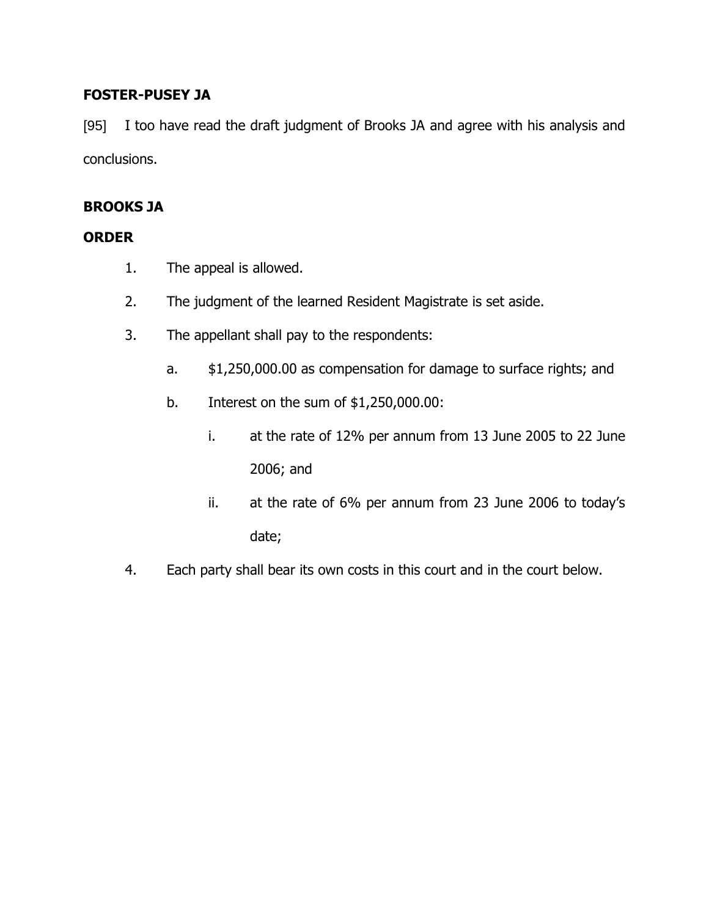**FOSTER-PUSEY JA**

[95] I too have read the draft judgment of Brooks JA and agree with his analysis and conclusions.

**BROOKS JA**

**ORDER**

1. The appeal is allowed.
2. The judgment of the learned Resident Magistrate is set aside.
3. The appellant shall pay to the respondents:
   a. $1,250,000.00 as compensation for damage to surface rights; and
   b. Interest on the sum of $1,250,000.00:
      i. at the rate of 12% per annum from 13 June 2005 to 22 June 2006; and
      ii. at the rate of 6% per annum from 23 June 2006 to today's date;
4. Each party shall bear its own costs in this court and in the court below.